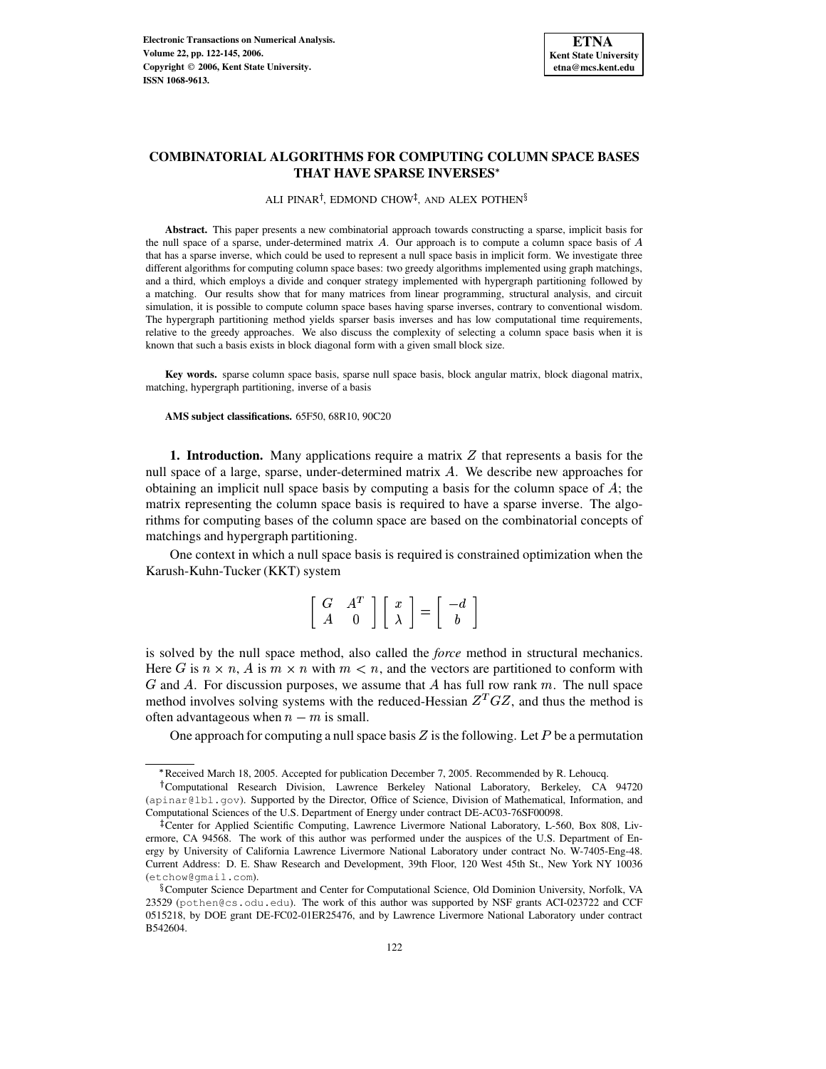# COMBINATORIAL ALGORITHMS FOR COMPUTING COLUMN SPACE BASES THAT HAVE SPARSE INVERSES*

ALI PINAR[†], EDMOND CHOW[‡], AND ALEX POTHEN[§]

**Abstract.** This paper presents a new combinatorial approach towards constructing a sparse, implicit basis for the null space of a sparse, under-determined matrix $A$. Our approach is to compute a column space basis of $A$ that has a sparse inverse, which could be used to represent a null space basis in implicit form. We investigate three different algorithms for computing column space bases: two greedy algorithms implemented using graph matchings, and a third, which employs a divide and conquer strategy implemented with hypergraph partitioning followed by a matching. Our results show that for many matrices from linear programming, structural analysis, and circuit simulation, it is possible to compute column space bases having sparse inverses, contrary to conventional wisdom. The hypergraph partitioning method yields sparser basis inverses and has low computational time requirements, relative to the greedy approaches. We also discuss the complexity of selecting a column space basis when it is known that such a basis exists in block diagonal form with a given small block size.

**Key words.** sparse column space basis, sparse null space basis, block angular matrix, block diagonal matrix, matching, hypergraph partitioning, inverse of a basis

**AMS subject classifications.** 65F50, 68R10, 90C20

## 1. Introduction.

Many applications require a matrix $Z$ that represents a basis for the null space of a large, sparse, under-determined matrix $A$. We describe new approaches for obtaining an implicit null space basis by computing a basis for the column space of $A$; the matrix representing the column space basis is required to have a sparse inverse. The algorithms for computing bases of the column space are based on the combinatorial concepts of matchings and hypergraph partitioning.

One context in which a null space basis is required is constrained optimization when the Karush-Kuhn-Tucker (KKT) system

$$\begin{bmatrix} G & A^T \\ A & 0 \end{bmatrix} \begin{bmatrix} x \\ \lambda \end{bmatrix} = \begin{bmatrix} -d \\ b \end{bmatrix}$$

is solved by the null space method, also called the *force* method in structural mechanics. Here $G$ is $n \times n$, $A$ is $m \times n$ with $m < n$, and the vectors are partitioned to conform with $G$ and $A$. For discussion purposes, we assume that $A$ has full row rank $m$. The null space method involves solving systems with the reduced-Hessian $Z^T G Z$, and thus the method is often advantageous when $n - m$ is small.

One approach for computing a null space basis $Z$ is the following. Let $P$ be a permutation

---

*Received March 18, 2005. Accepted for publication December 7, 2005. Recommended by R. Lehoucq.

[†]Computational Research Division, Lawrence Berkeley National Laboratory, Berkeley, CA 94720 (apinar@lbl.gov). Supported by the Director, Office of Science, Division of Mathematical, Information, and Computational Sciences of the U.S. Department of Energy under contract DE-AC03-76SF00098.

[‡]Center for Applied Scientific Computing, Lawrence Livermore National Laboratory, L-560, Box 808, Livermore, CA 94568. The work of this author was performed under the auspices of the U.S. Department of Energy by University of California Lawrence Livermore National Laboratory under contract No. W-7405-Eng-48. Current Address: D. E. Shaw Research and Development, 39th Floor, 120 West 45th St., New York NY 10036 (etchow@gmail.com).

[§]Computer Science Department and Center for Computational Science, Old Dominion University, Norfolk, VA 23529 (pothen@cs.odu.edu). The work of this author was supported by NSF grants ACI-023722 and CCF 0515218, by DOE grant DE-FC02-01ER25476, and by Lawrence Livermore National Laboratory under contract B542604.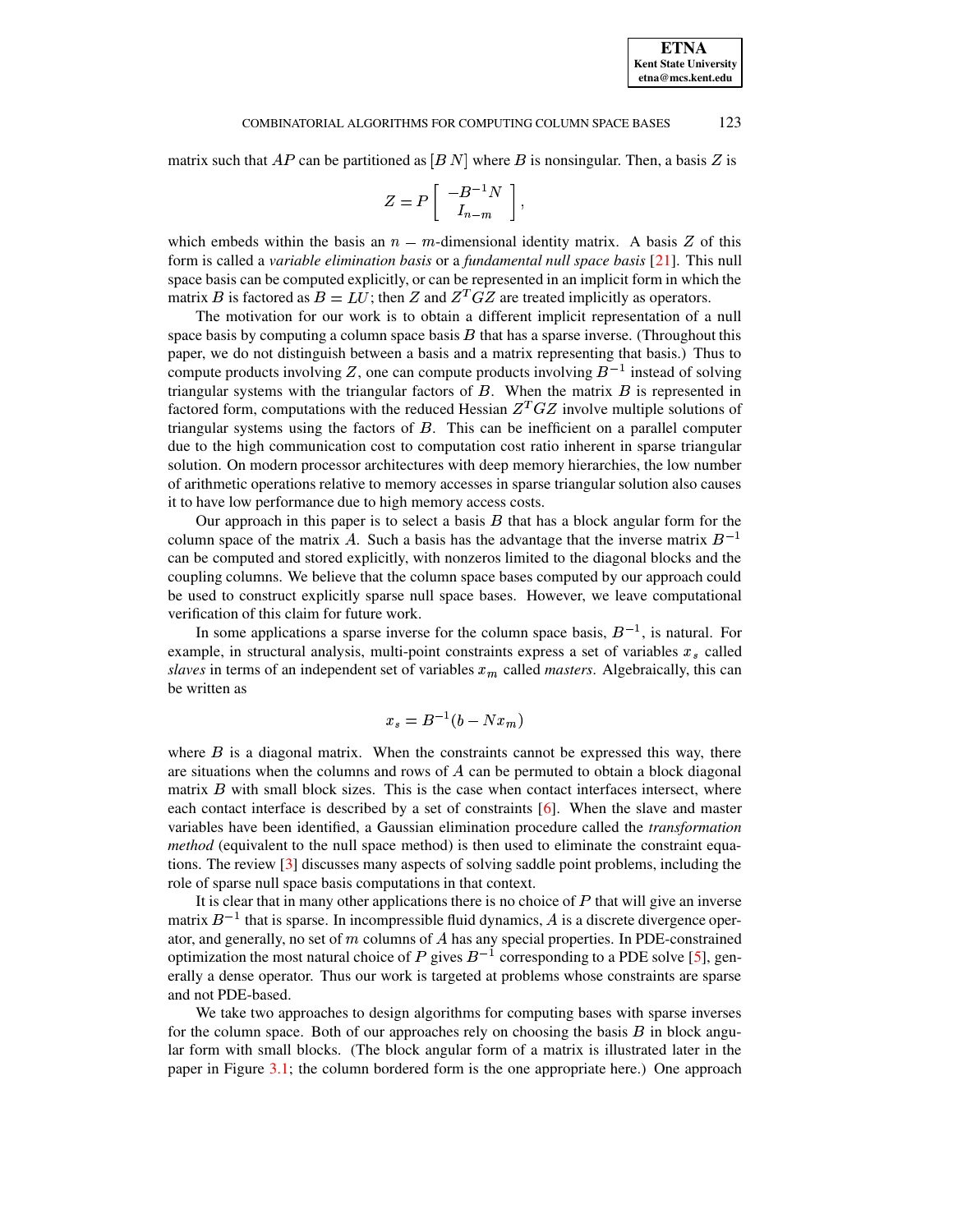matrix such that $AP$ can be partitioned as $[B\ N]$ where $B$ is nonsingular. Then, a basis $Z$ is

$$Z = P \begin{bmatrix} -B^{-1}N \\ I_{n-m} \end{bmatrix},$$

which embeds within the basis an $n - m$-dimensional identity matrix. A basis $Z$ of this form is called a *variable elimination basis* or a *fundamental null space basis* [21]. This null space basis can be computed explicitly, or can be represented in an implicit form in which the matrix $B$ is factored as $B = LU$; then $Z$ and $Z^T GZ$ are treated implicitly as operators.

The motivation for our work is to obtain a different implicit representation of a null space basis by computing a column space basis $B$ that has a sparse inverse. (Throughout this paper, we do not distinguish between a basis and a matrix representing that basis.) Thus to compute products involving $Z$, one can compute products involving $B^{-1}$ instead of solving triangular systems with the triangular factors of $B$. When the matrix $B$ is represented in factored form, computations with the reduced Hessian $Z^T GZ$ involve multiple solutions of triangular systems using the factors of $B$. This can be inefficient on a parallel computer due to the high communication cost to computation cost ratio inherent in sparse triangular solution. On modern processor architectures with deep memory hierarchies, the low number of arithmetic operations relative to memory accesses in sparse triangular solution also causes it to have low performance due to high memory access costs.

Our approach in this paper is to select a basis $B$ that has a block angular form for the column space of the matrix $A$. Such a basis has the advantage that the inverse matrix $B^{-1}$ can be computed and stored explicitly, with nonzeros limited to the diagonal blocks and the coupling columns. We believe that the column space bases computed by our approach could be used to construct explicitly sparse null space bases. However, we leave computational verification of this claim for future work.

In some applications a sparse inverse for the column space basis, $B^{-1}$, is natural. For example, in structural analysis, multi-point constraints express a set of variables $x_s$ called *slaves* in terms of an independent set of variables $x_m$ called *masters*. Algebraically, this can be written as

$$x_s = B^{-1}(b - Nx_m)$$

where $B$ is a diagonal matrix. When the constraints cannot be expressed this way, there are situations when the columns and rows of $A$ can be permuted to obtain a block diagonal matrix $B$ with small block sizes. This is the case when contact interfaces intersect, where each contact interface is described by a set of constraints [6]. When the slave and master variables have been identified, a Gaussian elimination procedure called the *transformation method* (equivalent to the null space method) is then used to eliminate the constraint equations. The review [3] discusses many aspects of solving saddle point problems, including the role of sparse null space basis computations in that context.

It is clear that in many other applications there is no choice of $P$ that will give an inverse matrix $B^{-1}$ that is sparse. In incompressible fluid dynamics, $A$ is a discrete divergence operator, and generally, no set of $m$ columns of $A$ has any special properties. In PDE-constrained optimization the most natural choice of $P$ gives $B^{-1}$ corresponding to a PDE solve [5], generally a dense operator. Thus our work is targeted at problems whose constraints are sparse and not PDE-based.

We take two approaches to design algorithms for computing bases with sparse inverses for the column space. Both of our approaches rely on choosing the basis $B$ in block angular form with small blocks. (The block angular form of a matrix is illustrated later in the paper in Figure 3.1; the column bordered form is the one appropriate here.) One approach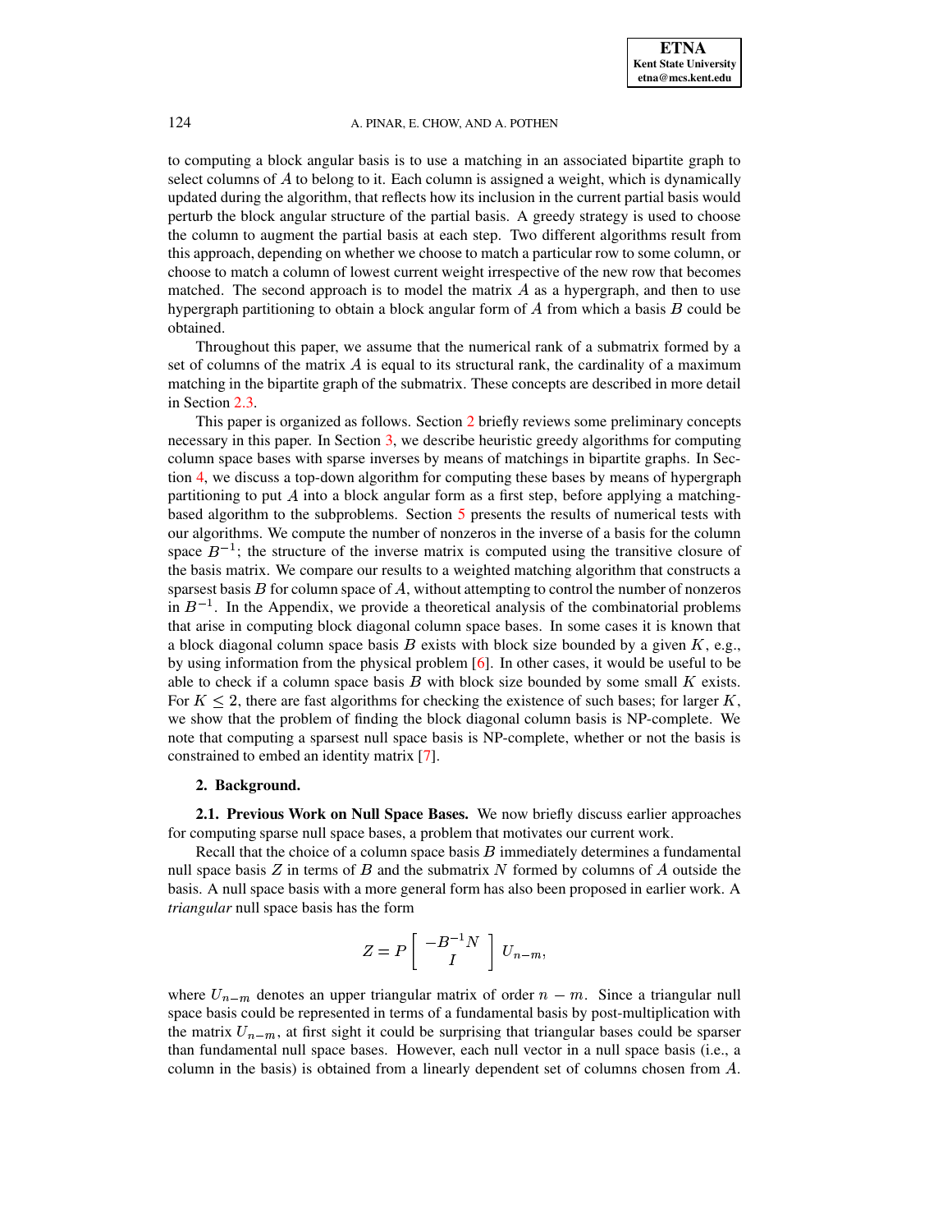to computing a block angular basis is to use a matching in an associated bipartite graph to select columns of $A$ to belong to it. Each column is assigned a weight, which is dynamically updated during the algorithm, that reflects how its inclusion in the current partial basis would perturb the block angular structure of the partial basis. A greedy strategy is used to choose the column to augment the partial basis at each step. Two different algorithms result from this approach, depending on whether we choose to match a particular row to some column, or choose to match a column of lowest current weight irrespective of the new row that becomes matched. The second approach is to model the matrix $A$ as a hypergraph, and then to use hypergraph partitioning to obtain a block angular form of $A$ from which a basis $B$ could be obtained.

Throughout this paper, we assume that the numerical rank of a submatrix formed by a set of columns of the matrix $A$ is equal to its structural rank, the cardinality of a maximum matching in the bipartite graph of the submatrix. These concepts are described in more detail in Section 2.3.

This paper is organized as follows. Section 2 briefly reviews some preliminary concepts necessary in this paper. In Section 3, we describe heuristic greedy algorithms for computing column space bases with sparse inverses by means of matchings in bipartite graphs. In Section 4, we discuss a top-down algorithm for computing these bases by means of hypergraph partitioning to put $A$ into a block angular form as a first step, before applying a matching-based algorithm to the subproblems. Section 5 presents the results of numerical tests with our algorithms. We compute the number of nonzeros in the inverse of a basis for the column space $B^{-1}$; the structure of the inverse matrix is computed using the transitive closure of the basis matrix. We compare our results to a weighted matching algorithm that constructs a sparsest basis $B$ for column space of $A$, without attempting to control the number of nonzeros in $B^{-1}$. In the Appendix, we provide a theoretical analysis of the combinatorial problems that arise in computing block diagonal column space bases. In some cases it is known that a block diagonal column space basis $B$ exists with block size bounded by a given $K$, e.g., by using information from the physical problem [6]. In other cases, it would be useful to be able to check if a column space basis $B$ with block size bounded by some small $K$ exists. For $K \leq 2$, there are fast algorithms for checking the existence of such bases; for larger $K$, we show that the problem of finding the block diagonal column basis is NP-complete. We note that computing a sparsest null space basis is NP-complete, whether or not the basis is constrained to embed an identity matrix [7].

## 2. Background.

### 2.1. Previous Work on Null Space Bases.

We now briefly discuss earlier approaches for computing sparse null space bases, a problem that motivates our current work.

Recall that the choice of a column space basis $B$ immediately determines a fundamental null space basis $Z$ in terms of $B$ and the submatrix $N$ formed by columns of $A$ outside the basis. A null space basis with a more general form has also been proposed in earlier work. A *triangular* null space basis has the form

$$Z = P \begin{bmatrix} -B^{-1}N \\ I \end{bmatrix} U_{n-m},$$

where $U_{n-m}$ denotes an upper triangular matrix of order $n - m$. Since a triangular null space basis could be represented in terms of a fundamental basis by post-multiplication with the matrix $U_{n-m}$, at first sight it could be surprising that triangular bases could be sparser than fundamental null space bases. However, each null vector in a null space basis (i.e., a column in the basis) is obtained from a linearly dependent set of columns chosen from $A$.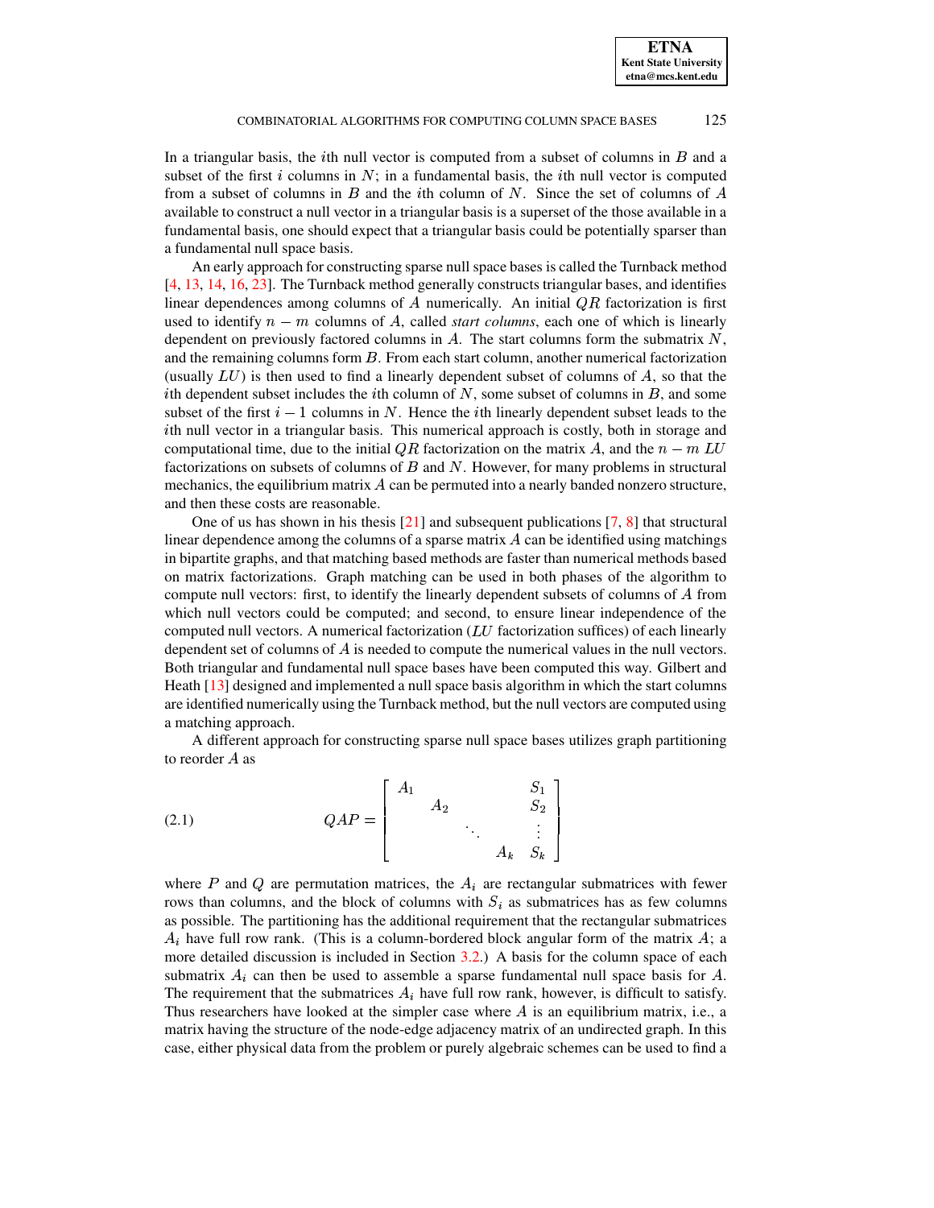In a triangular basis, the $i$th null vector is computed from a subset of columns in $B$ and a subset of the first $i$ columns in $N$; in a fundamental basis, the $i$th null vector is computed from a subset of columns in $B$ and the $i$th column of $N$. Since the set of columns of $A$ available to construct a null vector in a triangular basis is a superset of the those available in a fundamental basis, one should expect that a triangular basis could be potentially sparser than a fundamental null space basis.

An early approach for constructing sparse null space bases is called the Turnback method [4, 13, 14, 16, 23]. The Turnback method generally constructs triangular bases, and identifies linear dependences among columns of $A$ numerically. An initial $QR$ factorization is first used to identify $n - m$ columns of $A$, called *start columns*, each one of which is linearly dependent on previously factored columns in $A$. The start columns form the submatrix $N$, and the remaining columns form $B$. From each start column, another numerical factorization (usually $LU$) is then used to find a linearly dependent subset of columns of $A$, so that the $i$th dependent subset includes the $i$th column of $N$, some subset of columns in $B$, and some subset of the first $i-1$ columns in $N$. Hence the $i$th linearly dependent subset leads to the $i$th null vector in a triangular basis. This numerical approach is costly, both in storage and computational time, due to the initial $QR$ factorization on the matrix $A$, and the $n - m$ $LU$ factorizations on subsets of columns of $B$ and $N$. However, for many problems in structural mechanics, the equilibrium matrix $A$ can be permuted into a nearly banded nonzero structure, and then these costs are reasonable.

One of us has shown in his thesis [21] and subsequent publications [7, 8] that structural linear dependence among the columns of a sparse matrix $A$ can be identified using matchings in bipartite graphs, and that matching based methods are faster than numerical methods based on matrix factorizations. Graph matching can be used in both phases of the algorithm to compute null vectors: first, to identify the linearly dependent subsets of columns of $A$ from which null vectors could be computed; and second, to ensure linear independence of the computed null vectors. A numerical factorization ($LU$ factorization suffices) of each linearly dependent set of columns of $A$ is needed to compute the numerical values in the null vectors. Both triangular and fundamental null space bases have been computed this way. Gilbert and Heath [13] designed and implemented a null space basis algorithm in which the start columns are identified numerically using the Turnback method, but the null vectors are computed using a matching approach.

A different approach for constructing sparse null space bases utilizes graph partitioning to reorder $A$ as

$$
QAP = \begin{bmatrix} A_1 & & & & S_1 \\ & A_2 & & & S_2 \\ & & \ddots & & \vdots \\ & & & A_k & S_k \end{bmatrix} \tag{2.1}
$$

where $P$ and $Q$ are permutation matrices, the $A_i$ are rectangular submatrices with fewer rows than columns, and the block of columns with $S_i$ as submatrices has as few columns as possible. The partitioning has the additional requirement that the rectangular submatrices $A_i$ have full row rank. (This is a column-bordered block angular form of the matrix $A$; a more detailed discussion is included in Section 3.2.) A basis for the column space of each submatrix $A_i$ can then be used to assemble a sparse fundamental null space basis for $A$. The requirement that the submatrices $A_i$ have full row rank, however, is difficult to satisfy. Thus researchers have looked at the simpler case where $A$ is an equilibrium matrix, i.e., a matrix having the structure of the node-edge adjacency matrix of an undirected graph. In this case, either physical data from the problem or purely algebraic schemes can be used to find a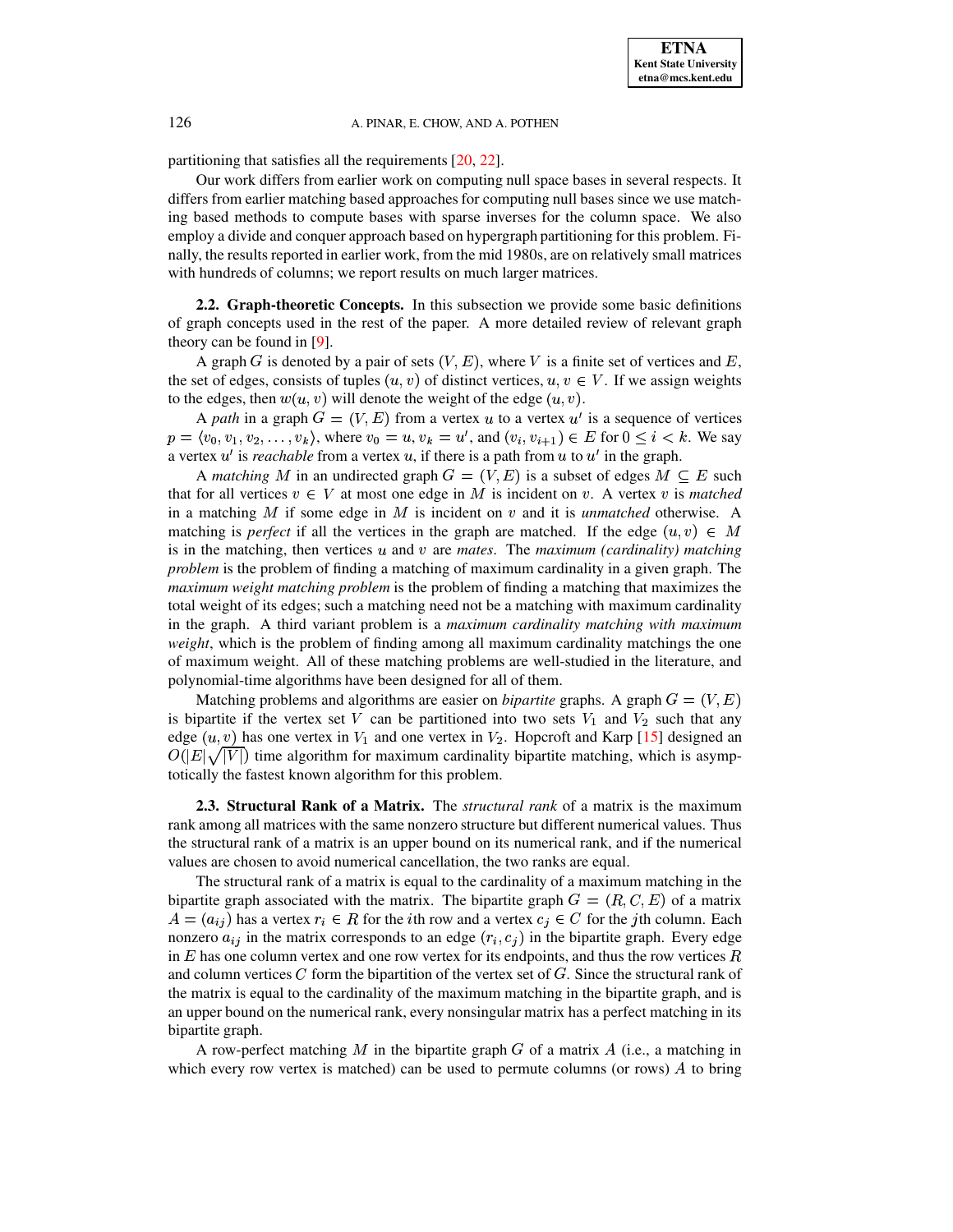partitioning that satisfies all the requirements [20, 22].

Our work differs from earlier work on computing null space bases in several respects. It differs from earlier matching based approaches for computing null bases since we use matching based methods to compute bases with sparse inverses for the column space. We also employ a divide and conquer approach based on hypergraph partitioning for this problem. Finally, the results reported in earlier work, from the mid 1980s, are on relatively small matrices with hundreds of columns; we report results on much larger matrices.

**2.2. Graph-theoretic Concepts.** In this subsection we provide some basic definitions of graph concepts used in the rest of the paper. A more detailed review of relevant graph theory can be found in [9].

A graph $G$ is denoted by a pair of sets $(V, E)$, where $V$ is a finite set of vertices and $E$, the set of edges, consists of tuples $(u, v)$ of distinct vertices, $u, v \in V$. If we assign weights to the edges, then $w(u, v)$ will denote the weight of the edge $(u, v)$.

A *path* in a graph $G = (V, E)$ from a vertex $u$ to a vertex $u'$ is a sequence of vertices $p = \langle v_0, v_1, v_2, \dots, v_k \rangle$, where $v_0 = u, v_k = u'$, and $(v_i, v_{i+1}) \in E$ for $0 \le i < k$. We say a vertex $u'$ is *reachable* from a vertex $u$, if there is a path from $u$ to $u'$ in the graph.

A *matching* $M$ in an undirected graph $G = (V, E)$ is a subset of edges $M \subseteq E$ such that for all vertices $v \in V$ at most one edge in $M$ is incident on $v$. A vertex $v$ is *matched* in a matching $M$ if some edge in $M$ is incident on $v$ and it is *unmatched* otherwise. A matching is *perfect* if all the vertices in the graph are matched. If the edge $(u, v) \in M$ is in the matching, then vertices $u$ and $v$ are *mates*. The *maximum (cardinality) matching problem* is the problem of finding a matching of maximum cardinality in a given graph. The *maximum weight matching problem* is the problem of finding a matching that maximizes the total weight of its edges; such a matching need not be a matching with maximum cardinality in the graph. A third variant problem is a *maximum cardinality matching with maximum weight*, which is the problem of finding among all maximum cardinality matchings the one of maximum weight. All of these matching problems are well-studied in the literature, and polynomial-time algorithms have been designed for all of them.

Matching problems and algorithms are easier on *bipartite* graphs. A graph $G = (V, E)$ is bipartite if the vertex set $V$ can be partitioned into two sets $V_1$ and $V_2$ such that any edge $(u, v)$ has one vertex in $V_1$ and one vertex in $V_2$. Hopcroft and Karp [15] designed an $O(|E|\sqrt{|V|})$ time algorithm for maximum cardinality bipartite matching, which is asymptotically the fastest known algorithm for this problem.

**2.3. Structural Rank of a Matrix.** The *structural rank* of a matrix is the maximum rank among all matrices with the same nonzero structure but different numerical values. Thus the structural rank of a matrix is an upper bound on its numerical rank, and if the numerical values are chosen to avoid numerical cancellation, the two ranks are equal.

The structural rank of a matrix is equal to the cardinality of a maximum matching in the bipartite graph associated with the matrix. The bipartite graph $G = (R, C, E)$ of a matrix $A = (a_{ij})$ has a vertex $r_i \in R$ for the $i$th row and a vertex $c_j \in C$ for the $j$th column. Each nonzero $a_{ij}$ in the matrix corresponds to an edge $(r_i, c_j)$ in the bipartite graph. Every edge in $E$ has one column vertex and one row vertex for its endpoints, and thus the row vertices $R$ and column vertices $C$ form the bipartition of the vertex set of $G$. Since the structural rank of the matrix is equal to the cardinality of the maximum matching in the bipartite graph, and is an upper bound on the numerical rank, every nonsingular matrix has a perfect matching in its bipartite graph.

A row-perfect matching $M$ in the bipartite graph $G$ of a matrix $A$ (i.e., a matching in which every row vertex is matched) can be used to permute columns (or rows) $A$ to bring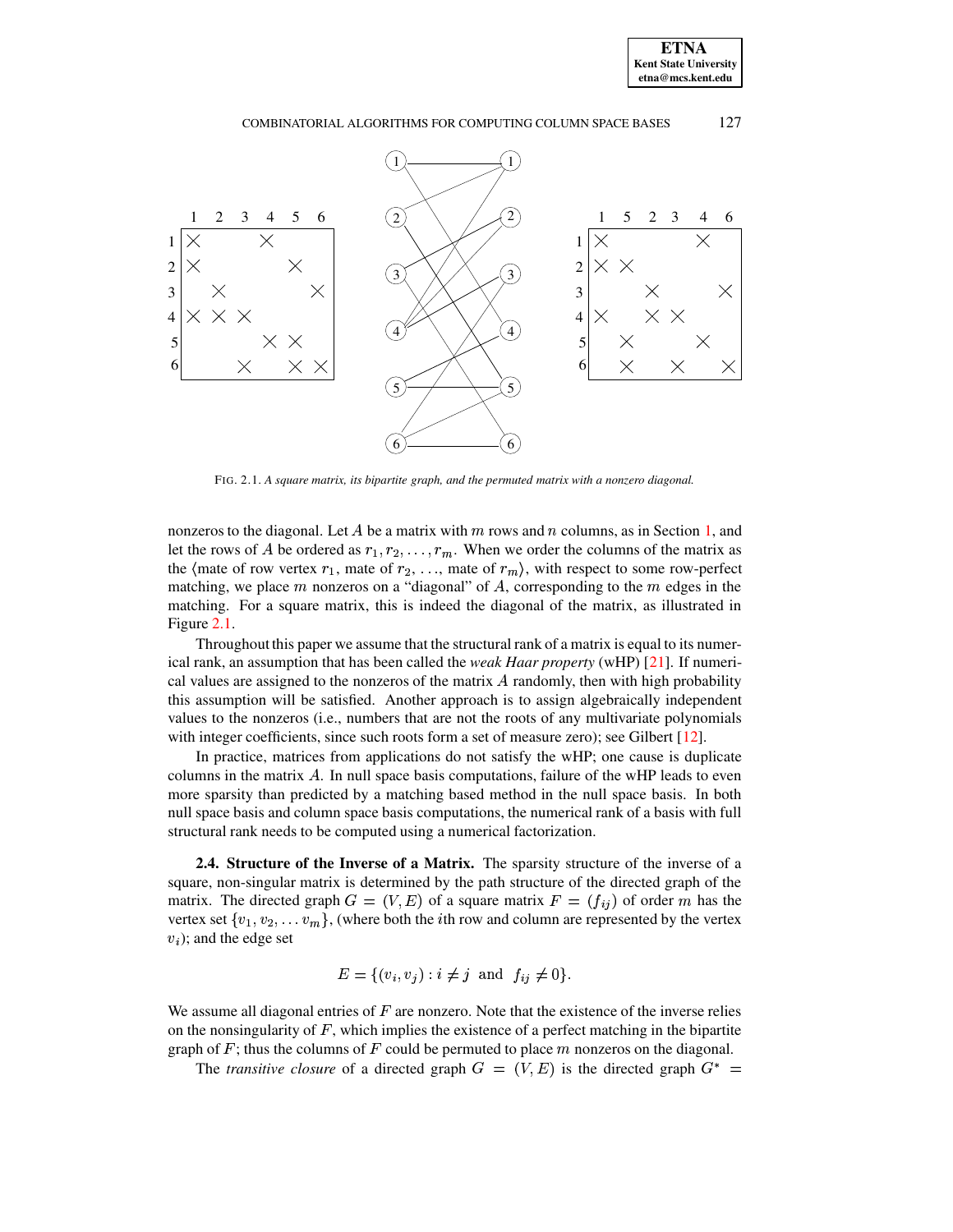FIG. 2.1. *A square matrix, its bipartite graph, and the permuted matrix with a nonzero diagonal.*

nonzeros to the diagonal. Let $A$ be a matrix with $m$ rows and $n$ columns, as in Section 1, and let the rows of $A$ be ordered as $r_1, r_2, \ldots, r_m$. When we order the columns of the matrix as the $\langle$mate of row vertex $r_1$, mate of $r_2$, ..., mate of $r_m\rangle$, with respect to some row-perfect matching, we place $m$ nonzeros on a "diagonal" of $A$, corresponding to the $m$ edges in the matching. For a square matrix, this is indeed the diagonal of the matrix, as illustrated in Figure 2.1.

Throughout this paper we assume that the structural rank of a matrix is equal to its numerical rank, an assumption that has been called the *weak Haar property* (wHP) [21]. If numerical values are assigned to the nonzeros of the matrix $A$ randomly, then with high probability this assumption will be satisfied. Another approach is to assign algebraically independent values to the nonzeros (i.e., numbers that are not the roots of any multivariate polynomials with integer coefficients, since such roots form a set of measure zero); see Gilbert [12].

In practice, matrices from applications do not satisfy the wHP; one cause is duplicate columns in the matrix $A$. In null space basis computations, failure of the wHP leads to even more sparsity than predicted by a matching based method in the null space basis. In both null space basis and column space basis computations, the numerical rank of a basis with full structural rank needs to be computed using a numerical factorization.

**2.4. Structure of the Inverse of a Matrix.** The sparsity structure of the inverse of a square, non-singular matrix is determined by the path structure of the directed graph of the matrix. The directed graph $G = (V, E)$ of a square matrix $F = (f_{ij})$ of order $m$ has the vertex set $\{v_1, v_2, \ldots v_m\}$, (where both the $i$th row and column are represented by the vertex $v_i$); and the edge set

$$E = \{(v_i, v_j) : i \neq j \text{ and } f_{ij} \neq 0\}.$$

We assume all diagonal entries of $F$ are nonzero. Note that the existence of the inverse relies on the nonsingularity of $F$, which implies the existence of a perfect matching in the bipartite graph of $F$; thus the columns of $F$ could be permuted to place $m$ nonzeros on the diagonal.

The *transitive closure* of a directed graph $G = (V, E)$ is the directed graph $G^* =$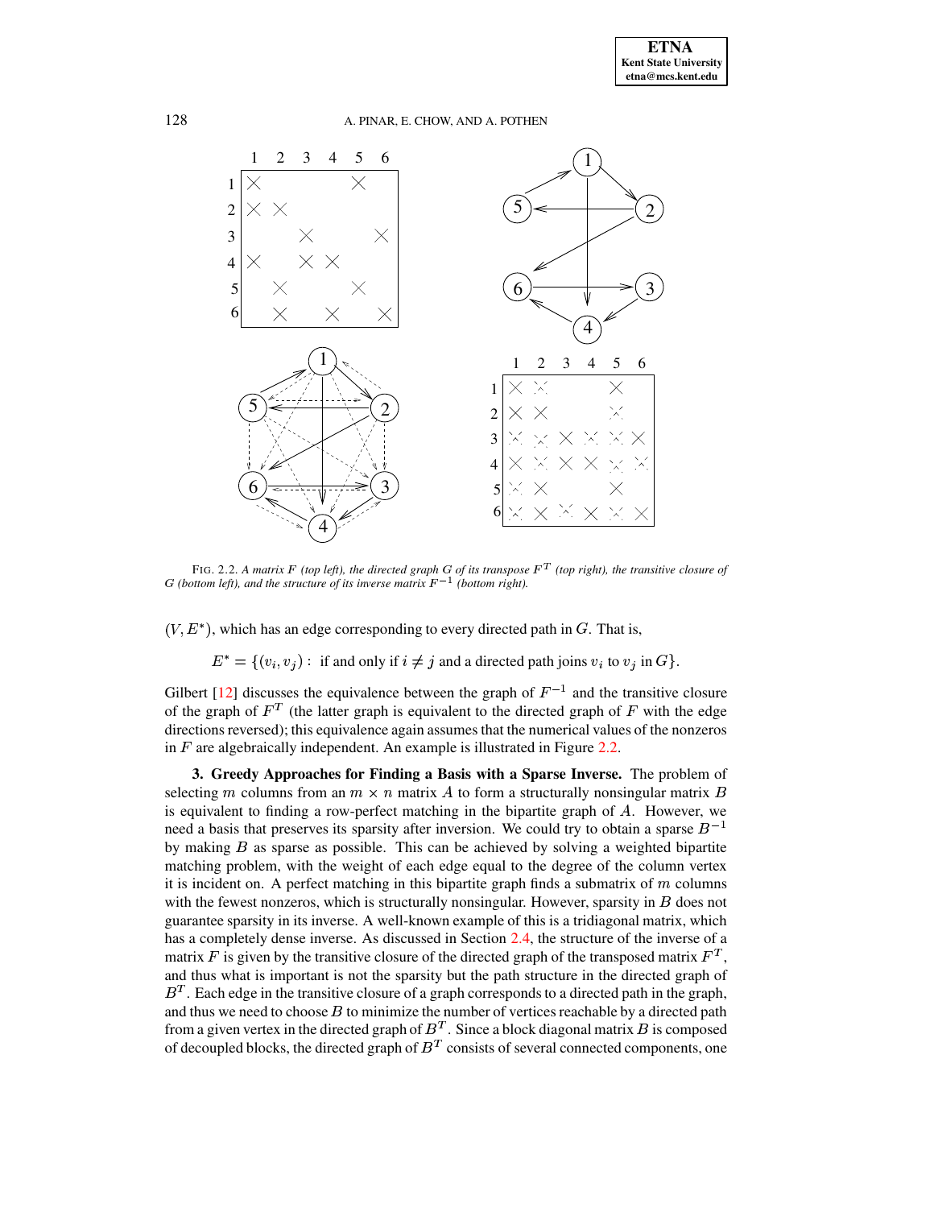FIG. 2.2. *A matrix $F$ (top left), the directed graph $G$ of its transpose $F^T$ (top right), the transitive closure of $G$ (bottom left), and the structure of its inverse matrix $F^{-1}$ (bottom right).*

$(V, E^*)$, which has an edge corresponding to every directed path in $G$. That is,

$$E^* = \{(v_i, v_j) : \text{ if and only if } i \neq j \text{ and a directed path joins } v_i \text{ to } v_j \text{ in } G\}.$$

Gilbert [12] discusses the equivalence between the graph of $F^{-1}$ and the transitive closure of the graph of $F^T$ (the latter graph is equivalent to the directed graph of $F$ with the edge directions reversed); this equivalence again assumes that the numerical values of the nonzeros in $F$ are algebraically independent. An example is illustrated in Figure 2.2.

## 3. Greedy Approaches for Finding a Basis with a Sparse Inverse.

The problem of selecting $m$ columns from an $m \times n$ matrix $A$ to form a structurally nonsingular matrix $B$ is equivalent to finding a row-perfect matching in the bipartite graph of $A$. However, we need a basis that preserves its sparsity after inversion. We could try to obtain a sparse $B^{-1}$ by making $B$ as sparse as possible. This can be achieved by solving a weighted bipartite matching problem, with the weight of each edge equal to the degree of the column vertex it is incident on. A perfect matching in this bipartite graph finds a submatrix of $m$ columns with the fewest nonzeros, which is structurally nonsingular. However, sparsity in $B$ does not guarantee sparsity in its inverse. A well-known example of this is a tridiagonal matrix, which has a completely dense inverse. As discussed in Section 2.4, the structure of the inverse of a matrix $F$ is given by the transitive closure of the directed graph of the transposed matrix $F^T$, and thus what is important is not the sparsity but the path structure in the directed graph of $B^T$. Each edge in the transitive closure of a graph corresponds to a directed path in the graph, and thus we need to choose $B$ to minimize the number of vertices reachable by a directed path from a given vertex in the directed graph of $B^T$. Since a block diagonal matrix $B$ is composed of decoupled blocks, the directed graph of $B^T$ consists of several connected components, one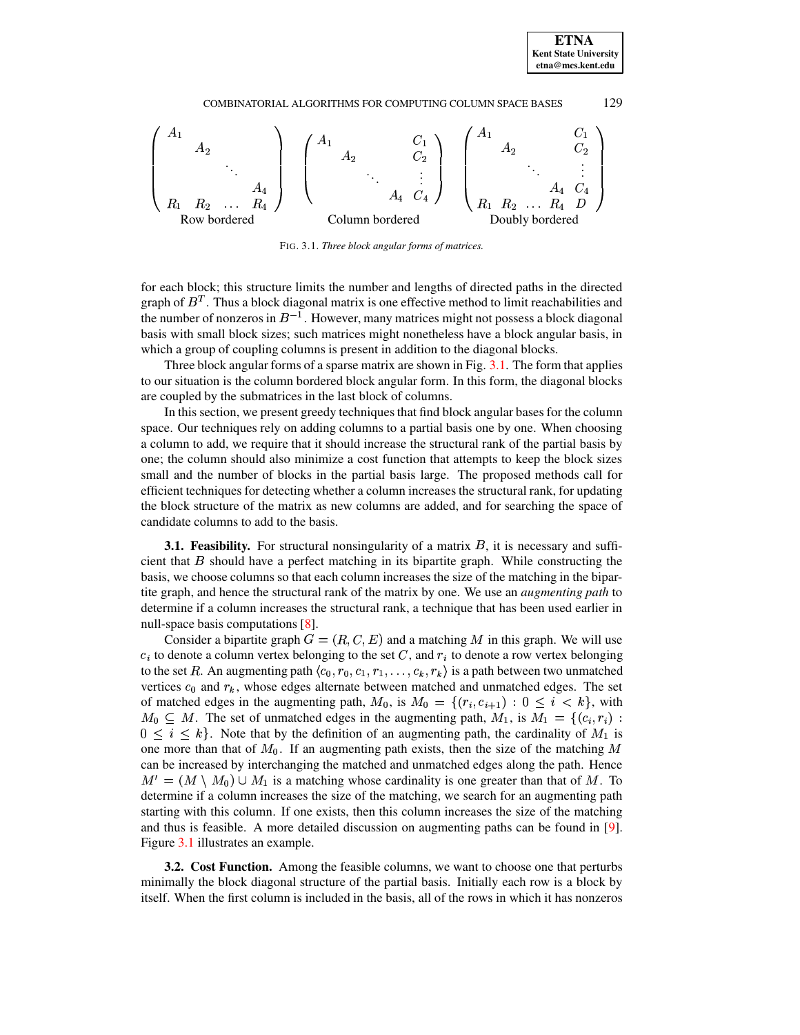$$
\begin{pmatrix} A_1 & & & \\ & A_2 & & \\ & & \ddots & \\ & & & A_4 \\ R_1 & R_2 & \dots & R_4 \end{pmatrix}
\qquad
\begin{pmatrix} A_1 & & & & C_1 \\ & A_2 & & & C_2 \\ & & \ddots & & \vdots \\ & & & A_4 & C_4 \end{pmatrix}
\qquad
\begin{pmatrix} A_1 & & & & C_1 \\ & A_2 & & & C_2 \\ & & \ddots & & \vdots \\ & & & A_4 & C_4 \\ R_1 & R_2 & \dots & R_4 & D \end{pmatrix}
$$

Row bordered — Column bordered — Doubly bordered

FIG. 3.1. *Three block angular forms of matrices.*

for each block; this structure limits the number and lengths of directed paths in the directed graph of $B^T$. Thus a block diagonal matrix is one effective method to limit reachabilities and the number of nonzeros in $B^{-1}$. However, many matrices might not possess a block diagonal basis with small block sizes; such matrices might nonetheless have a block angular basis, in which a group of coupling columns is present in addition to the diagonal blocks.

Three block angular forms of a sparse matrix are shown in Fig. 3.1. The form that applies to our situation is the column bordered block angular form. In this form, the diagonal blocks are coupled by the submatrices in the last block of columns.

In this section, we present greedy techniques that find block angular bases for the column space. Our techniques rely on adding columns to a partial basis one by one. When choosing a column to add, we require that it should increase the structural rank of the partial basis by one; the column should also minimize a cost function that attempts to keep the block sizes small and the number of blocks in the partial basis large. The proposed methods call for efficient techniques for detecting whether a column increases the structural rank, for updating the block structure of the matrix as new columns are added, and for searching the space of candidate columns to add to the basis.

**3.1. Feasibility.** For structural nonsingularity of a matrix $B$, it is necessary and sufficient that $B$ should have a perfect matching in its bipartite graph. While constructing the basis, we choose columns so that each column increases the size of the matching in the bipartite graph, and hence the structural rank of the matrix by one. We use an *augmenting path* to determine if a column increases the structural rank, a technique that has been used earlier in null-space basis computations [8].

Consider a bipartite graph $G = (R, C, E)$ and a matching $M$ in this graph. We will use $c_i$ to denote a column vertex belonging to the set $C$, and $r_i$ to denote a row vertex belonging to the set $R$. An augmenting path $\langle c_0, r_0, c_1, r_1, \dots, c_k, r_k \rangle$ is a path between two unmatched vertices $c_0$ and $r_k$, whose edges alternate between matched and unmatched edges. The set of matched edges in the augmenting path, $M_0$, is $M_0 = \{(r_i, c_{i+1}) : 0 \leq i < k\}$, with $M_0 \subseteq M$. The set of unmatched edges in the augmenting path, $M_1$, is $M_1 = \{(c_i, r_i) : 0 \leq i \leq k\}$. Note that by the definition of an augmenting path, the cardinality of $M_1$ is one more than that of $M_0$. If an augmenting path exists, then the size of the matching $M$ can be increased by interchanging the matched and unmatched edges along the path. Hence $M' = (M \setminus M_0) \cup M_1$ is a matching whose cardinality is one greater than that of $M$. To determine if a column increases the size of the matching, we search for an augmenting path starting with this column. If one exists, then this column increases the size of the matching and thus is feasible. A more detailed discussion on augmenting paths can be found in [9]. Figure 3.1 illustrates an example.

**3.2. Cost Function.** Among the feasible columns, we want to choose one that perturbs minimally the block diagonal structure of the partial basis. Initially each row is a block by itself. When the first column is included in the basis, all of the rows in which it has nonzeros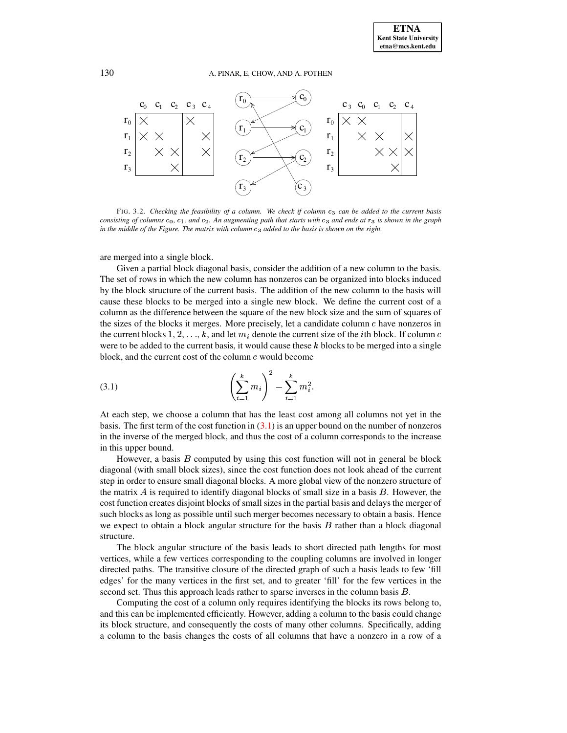FIG. 3.2. *Checking the feasibility of a column. We check if column $c_3$ can be added to the current basis consisting of columns $c_0$, $c_1$, and $c_2$. An augmenting path that starts with $c_3$ and ends at $r_3$ is shown in the graph in the middle of the Figure. The matrix with column $c_3$ added to the basis is shown on the right.*

are merged into a single block.

Given a partial block diagonal basis, consider the addition of a new column to the basis. The set of rows in which the new column has nonzeros can be organized into blocks induced by the block structure of the current basis. The addition of the new column to the basis will cause these blocks to be merged into a single new block. We define the current cost of a column as the difference between the square of the new block size and the sum of squares of the sizes of the blocks it merges. More precisely, let a candidate column $c$ have nonzeros in the current blocks $1, 2, \ldots, k$, and let $m_i$ denote the current size of the $i$th block. If column $c$ were to be added to the current basis, it would cause these $k$ blocks to be merged into a single block, and the current cost of the column $c$ would become

$$\left(\sum_{i=1}^{k} m_i\right)^2 - \sum_{i=1}^{k} m_i^2. \tag{3.1}$$

At each step, we choose a column that has the least cost among all columns not yet in the basis. The first term of the cost function in (3.1) is an upper bound on the number of nonzeros in the inverse of the merged block, and thus the cost of a column corresponds to the increase in this upper bound.

However, a basis $B$ computed by using this cost function will not in general be block diagonal (with small block sizes), since the cost function does not look ahead of the current step in order to ensure small diagonal blocks. A more global view of the nonzero structure of the matrix $A$ is required to identify diagonal blocks of small size in a basis $B$. However, the cost function creates disjoint blocks of small sizes in the partial basis and delays the merger of such blocks as long as possible until such merger becomes necessary to obtain a basis. Hence we expect to obtain a block angular structure for the basis $B$ rather than a block diagonal structure.

The block angular structure of the basis leads to short directed path lengths for most vertices, while a few vertices corresponding to the coupling columns are involved in longer directed paths. The transitive closure of the directed graph of such a basis leads to few 'fill edges' for the many vertices in the first set, and to greater 'fill' for the few vertices in the second set. Thus this approach leads rather to sparse inverses in the column basis $B$.

Computing the cost of a column only requires identifying the blocks its rows belong to, and this can be implemented efficiently. However, adding a column to the basis could change its block structure, and consequently the costs of many other columns. Specifically, adding a column to the basis changes the costs of all columns that have a nonzero in a row of a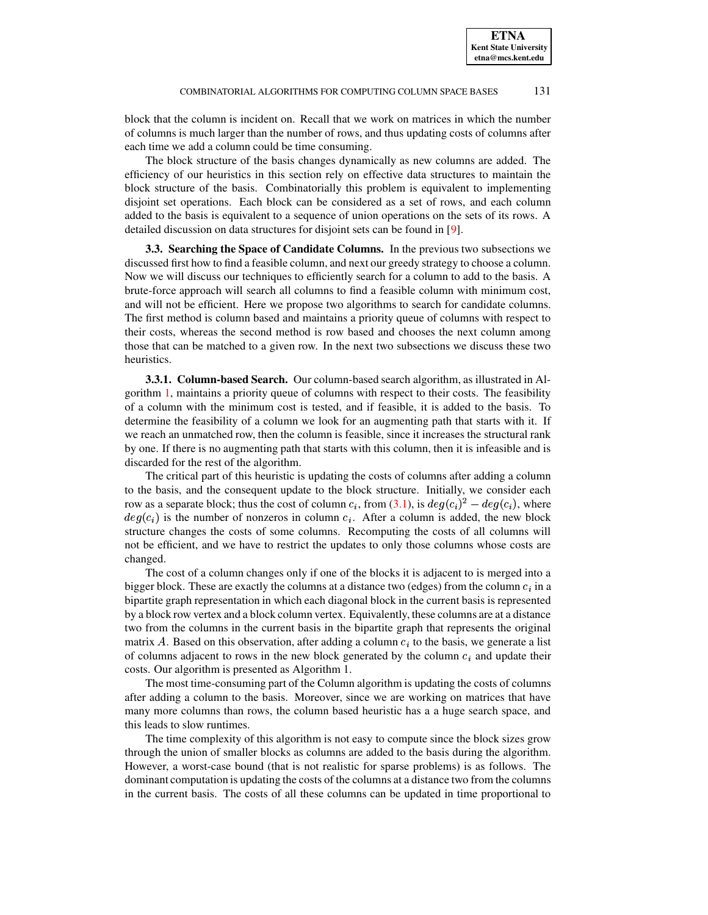block that the column is incident on. Recall that we work on matrices in which the number of columns is much larger than the number of rows, and thus updating costs of columns after each time we add a column could be time consuming.

The block structure of the basis changes dynamically as new columns are added. The efficiency of our heuristics in this section rely on effective data structures to maintain the block structure of the basis. Combinatorially this problem is equivalent to implementing disjoint set operations. Each block can be considered as a set of rows, and each column added to the basis is equivalent to a sequence of union operations on the sets of its rows. A detailed discussion on data structures for disjoint sets can be found in [9].

### 3.3. Searching the Space of Candidate Columns.

In the previous two subsections we discussed first how to find a feasible column, and next our greedy strategy to choose a column. Now we will discuss our techniques to efficiently search for a column to add to the basis. A brute-force approach will search all columns to find a feasible column with minimum cost, and will not be efficient. Here we propose two algorithms to search for candidate columns. The first method is column based and maintains a priority queue of columns with respect to their costs, whereas the second method is row based and chooses the next column among those that can be matched to a given row. In the next two subsections we discuss these two heuristics.

#### 3.3.1. Column-based Search.

Our column-based search algorithm, as illustrated in Algorithm 1, maintains a priority queue of columns with respect to their costs. The feasibility of a column with the minimum cost is tested, and if feasible, it is added to the basis. To determine the feasibility of a column we look for an augmenting path that starts with it. If we reach an unmatched row, then the column is feasible, since it increases the structural rank by one. If there is no augmenting path that starts with this column, then it is infeasible and is discarded for the rest of the algorithm.

The critical part of this heuristic is updating the costs of columns after adding a column to the basis, and the consequent update to the block structure. Initially, we consider each row as a separate block; thus the cost of column $c_i$, from (3.1), is $deg(c_i)^2 - deg(c_i)$, where $deg(c_i)$ is the number of nonzeros in column $c_i$. After a column is added, the new block structure changes the costs of some columns. Recomputing the costs of all columns will not be efficient, and we have to restrict the updates to only those columns whose costs are changed.

The cost of a column changes only if one of the blocks it is adjacent to is merged into a bigger block. These are exactly the columns at a distance two (edges) from the column $c_i$ in a bipartite graph representation in which each diagonal block in the current basis is represented by a block row vertex and a block column vertex. Equivalently, these columns are at a distance two from the columns in the current basis in the bipartite graph that represents the original matrix $A$. Based on this observation, after adding a column $c_i$ to the basis, we generate a list of columns adjacent to rows in the new block generated by the column $c_i$ and update their costs. Our algorithm is presented as Algorithm 1.

The most time-consuming part of the Column algorithm is updating the costs of columns after adding a column to the basis. Moreover, since we are working on matrices that have many more columns than rows, the column based heuristic has a a huge search space, and this leads to slow runtimes.

The time complexity of this algorithm is not easy to compute since the block sizes grow through the union of smaller blocks as columns are added to the basis during the algorithm. However, a worst-case bound (that is not realistic for sparse problems) is as follows. The dominant computation is updating the costs of the columns at a distance two from the columns in the current basis. The costs of all these columns can be updated in time proportional to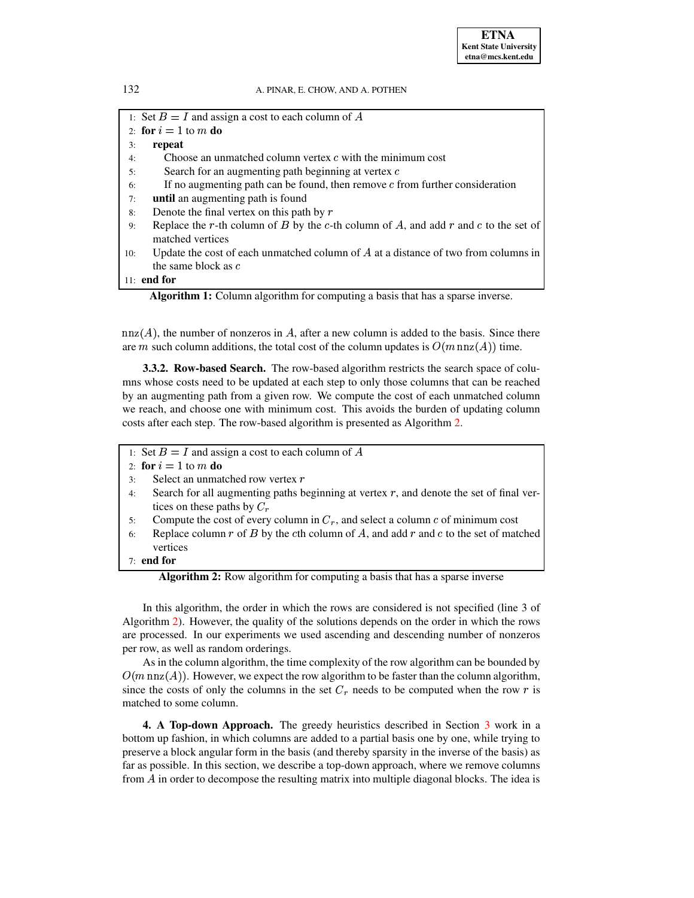```
1:  Set B = I and assign a cost to each column of A
2:  for i = 1 to m do
3:      repeat
4:          Choose an unmatched column vertex c with the minimum cost
5:          Search for an augmenting path beginning at vertex c
6:          If no augmenting path can be found, then remove c from further consideration
7:      until an augmenting path is found
8:      Denote the final vertex on this path by r
9:      Replace the r-th column of B by the c-th column of A, and add r and c to the set of
        matched vertices
10:     Update the cost of each unmatched column of A at a distance of two from columns in
        the same block as c
11: end for
```

**Algorithm 1:** Column algorithm for computing a basis that has a sparse inverse.

$\mathrm{nnz}(A)$, the number of nonzeros in $A$, after a new column is added to the basis. Since there are $m$ such column additions, the total cost of the column updates is $O(m\,\mathrm{nnz}(A))$ time.

**3.3.2. Row-based Search.** The row-based algorithm restricts the search space of columns whose costs need to be updated at each step to only those columns that can be reached by an augmenting path from a given row. We compute the cost of each unmatched column we reach, and choose one with minimum cost. This avoids the burden of updating column costs after each step. The row-based algorithm is presented as Algorithm 2.

```
1:  Set B = I and assign a cost to each column of A
2:  for i = 1 to m do
3:      Select an unmatched row vertex r
4:      Search for all augmenting paths beginning at vertex r, and denote the set of final ver-
        tices on these paths by C_r
5:      Compute the cost of every column in C_r, and select a column c of minimum cost
6:      Replace column r of B by the cth column of A, and add r and c to the set of matched
        vertices
7:  end for
```

**Algorithm 2:** Row algorithm for computing a basis that has a sparse inverse

In this algorithm, the order in which the rows are considered is not specified (line 3 of Algorithm 2). However, the quality of the solutions depends on the order in which the rows are processed. In our experiments we used ascending and descending number of nonzeros per row, as well as random orderings.

As in the column algorithm, the time complexity of the row algorithm can be bounded by $O(m\,\mathrm{nnz}(A))$. However, we expect the row algorithm to be faster than the column algorithm, since the costs of only the columns in the set $C_r$ needs to be computed when the row $r$ is matched to some column.

## 4. A Top-down Approach.

The greedy heuristics described in Section 3 work in a bottom up fashion, in which columns are added to a partial basis one by one, while trying to preserve a block angular form in the basis (and thereby sparsity in the inverse of the basis) as far as possible. In this section, we describe a top-down approach, where we remove columns from $A$ in order to decompose the resulting matrix into multiple diagonal blocks. The idea is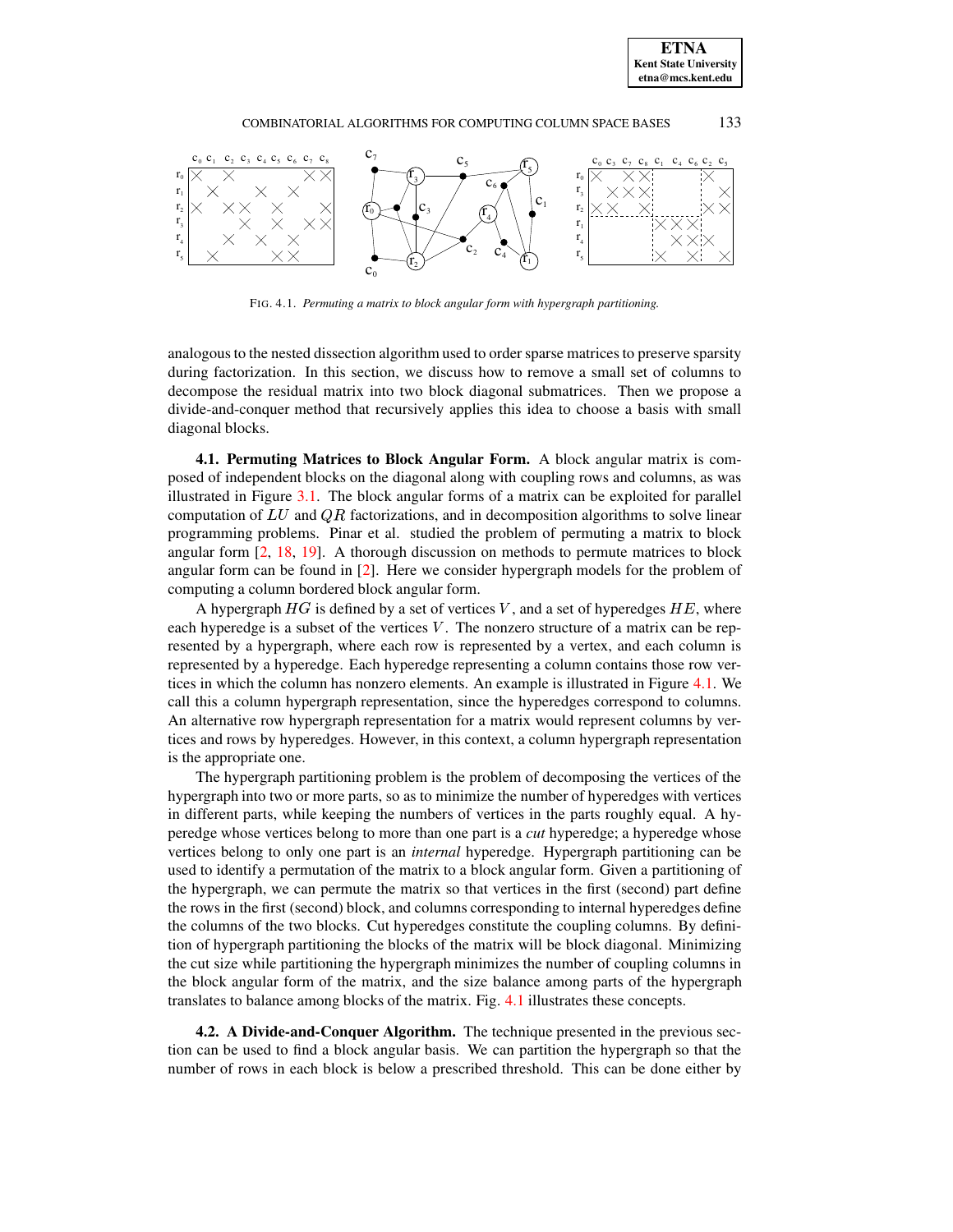FIG. 4.1. *Permuting a matrix to block angular form with hypergraph partitioning.*

analogous to the nested dissection algorithm used to order sparse matrices to preserve sparsity during factorization. In this section, we discuss how to remove a small set of columns to decompose the residual matrix into two block diagonal submatrices. Then we propose a divide-and-conquer method that recursively applies this idea to choose a basis with small diagonal blocks.

**4.1. Permuting Matrices to Block Angular Form.** A block angular matrix is composed of independent blocks on the diagonal along with coupling rows and columns, as was illustrated in Figure 3.1. The block angular forms of a matrix can be exploited for parallel computation of $LU$ and $QR$ factorizations, and in decomposition algorithms to solve linear programming problems. Pinar et al. studied the problem of permuting a matrix to block angular form [2, 18, 19]. A thorough discussion on methods to permute matrices to block angular form can be found in [2]. Here we consider hypergraph models for the problem of computing a column bordered block angular form.

A hypergraph $HG$ is defined by a set of vertices $V$, and a set of hyperedges $HE$, where each hyperedge is a subset of the vertices $V$. The nonzero structure of a matrix can be represented by a hypergraph, where each row is represented by a vertex, and each column is represented by a hyperedge. Each hyperedge representing a column contains those row vertices in which the column has nonzero elements. An example is illustrated in Figure 4.1. We call this a column hypergraph representation, since the hyperedges correspond to columns. An alternative row hypergraph representation for a matrix would represent columns by vertices and rows by hyperedges. However, in this context, a column hypergraph representation is the appropriate one.

The hypergraph partitioning problem is the problem of decomposing the vertices of the hypergraph into two or more parts, so as to minimize the number of hyperedges with vertices in different parts, while keeping the numbers of vertices in the parts roughly equal. A hyperedge whose vertices belong to more than one part is a *cut* hyperedge; a hyperedge whose vertices belong to only one part is an *internal* hyperedge. Hypergraph partitioning can be used to identify a permutation of the matrix to a block angular form. Given a partitioning of the hypergraph, we can permute the matrix so that vertices in the first (second) part define the rows in the first (second) block, and columns corresponding to internal hyperedges define the columns of the two blocks. Cut hyperedges constitute the coupling columns. By definition of hypergraph partitioning the blocks of the matrix will be block diagonal. Minimizing the cut size while partitioning the hypergraph minimizes the number of coupling columns in the block angular form of the matrix, and the size balance among parts of the hypergraph translates to balance among blocks of the matrix. Fig. 4.1 illustrates these concepts.

**4.2. A Divide-and-Conquer Algorithm.** The technique presented in the previous section can be used to find a block angular basis. We can partition the hypergraph so that the number of rows in each block is below a prescribed threshold. This can be done either by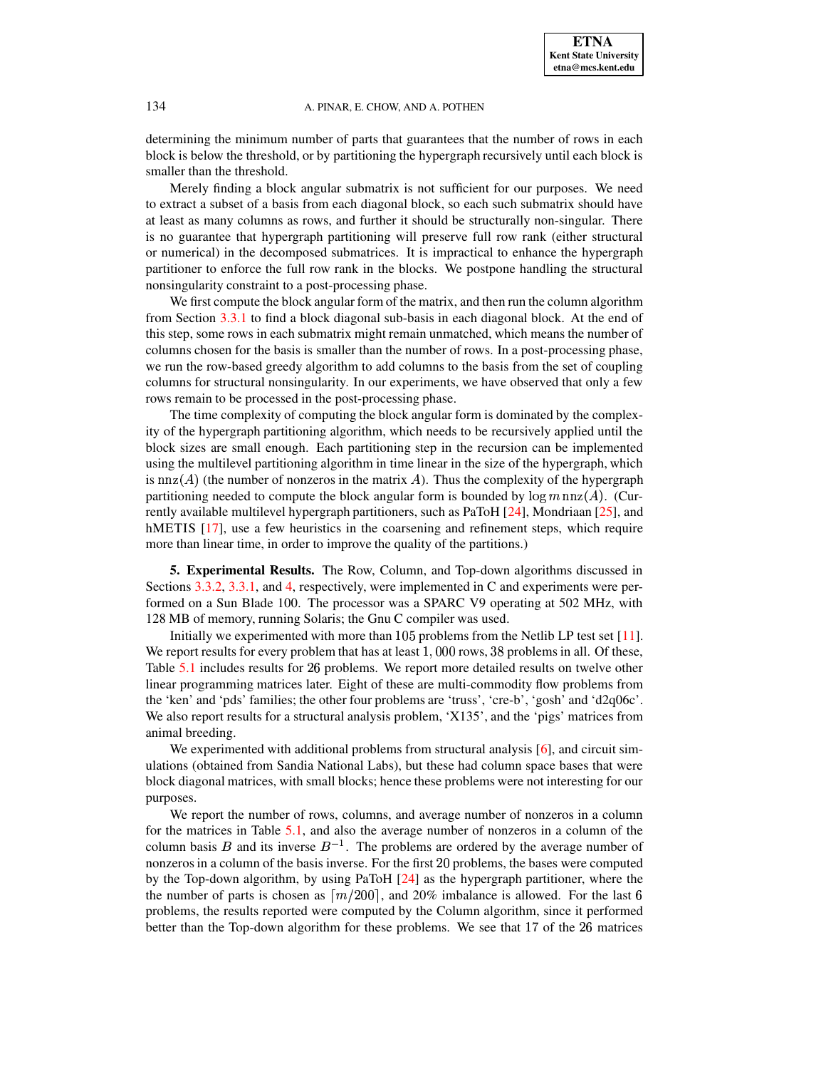determining the minimum number of parts that guarantees that the number of rows in each block is below the threshold, or by partitioning the hypergraph recursively until each block is smaller than the threshold.

Merely finding a block angular submatrix is not sufficient for our purposes. We need to extract a subset of a basis from each diagonal block, so each such submatrix should have at least as many columns as rows, and further it should be structurally non-singular. There is no guarantee that hypergraph partitioning will preserve full row rank (either structural or numerical) in the decomposed submatrices. It is impractical to enhance the hypergraph partitioner to enforce the full row rank in the blocks. We postpone handling the structural nonsingularity constraint to a post-processing phase.

We first compute the block angular form of the matrix, and then run the column algorithm from Section 3.3.1 to find a block diagonal sub-basis in each diagonal block. At the end of this step, some rows in each submatrix might remain unmatched, which means the number of columns chosen for the basis is smaller than the number of rows. In a post-processing phase, we run the row-based greedy algorithm to add columns to the basis from the set of coupling columns for structural nonsingularity. In our experiments, we have observed that only a few rows remain to be processed in the post-processing phase.

The time complexity of computing the block angular form is dominated by the complexity of the hypergraph partitioning algorithm, which needs to be recursively applied until the block sizes are small enough. Each partitioning step in the recursion can be implemented using the multilevel partitioning algorithm in time linear in the size of the hypergraph, which is $\mathrm{nnz}(A)$ (the number of nonzeros in the matrix $A$). Thus the complexity of the hypergraph partitioning needed to compute the block angular form is bounded by $\log m \,\mathrm{nnz}(A)$. (Currently available multilevel hypergraph partitioners, such as PaToH [24], Mondriaan [25], and hMETIS [17], use a few heuristics in the coarsening and refinement steps, which require more than linear time, in order to improve the quality of the partitions.)

**5. Experimental Results.** The Row, Column, and Top-down algorithms discussed in Sections 3.3.2, 3.3.1, and 4, respectively, were implemented in C and experiments were performed on a Sun Blade 100. The processor was a SPARC V9 operating at 502 MHz, with 128 MB of memory, running Solaris; the Gnu C compiler was used.

Initially we experimented with more than 105 problems from the Netlib LP test set [11]. We report results for every problem that has at least 1,000 rows, 38 problems in all. Of these, Table 5.1 includes results for 26 problems. We report more detailed results on twelve other linear programming matrices later. Eight of these are multi-commodity flow problems from the 'ken' and 'pds' families; the other four problems are 'truss', 'cre-b', 'gosh' and 'd2q06c'. We also report results for a structural analysis problem, 'X135', and the 'pigs' matrices from animal breeding.

We experimented with additional problems from structural analysis [6], and circuit simulations (obtained from Sandia National Labs), but these had column space bases that were block diagonal matrices, with small blocks; hence these problems were not interesting for our purposes.

We report the number of rows, columns, and average number of nonzeros in a column for the matrices in Table 5.1, and also the average number of nonzeros in a column of the column basis $B$ and its inverse $B^{-1}$. The problems are ordered by the average number of nonzeros in a column of the basis inverse. For the first 20 problems, the bases were computed by the Top-down algorithm, by using PaToH [24] as the hypergraph partitioner, where the the number of parts is chosen as $\lceil m/200 \rceil$, and 20% imbalance is allowed. For the last 6 problems, the results reported were computed by the Column algorithm, since it performed better than the Top-down algorithm for these problems. We see that 17 of the 26 matrices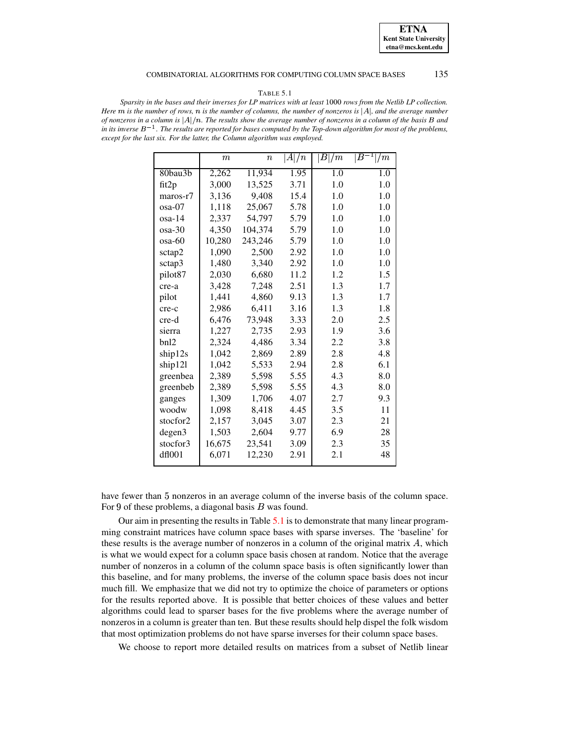TABLE 5.1

*Sparsity in the bases and their inverses for LP matrices with at least* 1000 *rows from the Netlib LP collection. Here* $m$ *is the number of rows,* $n$ *is the number of columns, the number of nonzeros is* $|A|$*, and the average number of nonzeros in a column is* $|A|/n$*. The results show the average number of nonzeros in a column of the basis* $B$ *and in its inverse* $B^{-1}$*. The results are reported for bases computed by the Top-down algorithm for most of the problems, except for the last six. For the latter, the Column algorithm was employed.*

| | $m$ | $n$ | $\vert A\vert/n$ | $\vert B\vert/m$ | $\vert B^{-1}\vert/m$ |
|---|---|---|---|---|---|
| 80bau3b | 2,262 | 11,934 | 1.95 | 1.0 | 1.0 |
| fit2p | 3,000 | 13,525 | 3.71 | 1.0 | 1.0 |
| maros-r7 | 3,136 | 9,408 | 15.4 | 1.0 | 1.0 |
| osa-07 | 1,118 | 25,067 | 5.78 | 1.0 | 1.0 |
| osa-14 | 2,337 | 54,797 | 5.79 | 1.0 | 1.0 |
| osa-30 | 4,350 | 104,374 | 5.79 | 1.0 | 1.0 |
| osa-60 | 10,280 | 243,246 | 5.79 | 1.0 | 1.0 |
| sctap2 | 1,090 | 2,500 | 2.92 | 1.0 | 1.0 |
| sctap3 | 1,480 | 3,340 | 2.92 | 1.0 | 1.0 |
| pilot87 | 2,030 | 6,680 | 11.2 | 1.2 | 1.5 |
| cre-a | 3,428 | 7,248 | 2.51 | 1.3 | 1.7 |
| pilot | 1,441 | 4,860 | 9.13 | 1.3 | 1.7 |
| cre-c | 2,986 | 6,411 | 3.16 | 1.3 | 1.8 |
| cre-d | 6,476 | 73,948 | 3.33 | 2.0 | 2.5 |
| sierra | 1,227 | 2,735 | 2.93 | 1.9 | 3.6 |
| bnl2 | 2,324 | 4,486 | 3.34 | 2.2 | 3.8 |
| ship12s | 1,042 | 2,869 | 2.89 | 2.8 | 4.8 |
| ship12l | 1,042 | 5,533 | 2.94 | 2.8 | 6.1 |
| greenbea | 2,389 | 5,598 | 5.55 | 4.3 | 8.0 |
| greenbeb | 2,389 | 5,598 | 5.55 | 4.3 | 8.0 |
| ganges | 1,309 | 1,706 | 4.07 | 2.7 | 9.3 |
| woodw | 1,098 | 8,418 | 4.45 | 3.5 | 11 |
| stocfor2 | 2,157 | 3,045 | 3.07 | 2.3 | 21 |
| degen3 | 1,503 | 2,604 | 9.77 | 6.9 | 28 |
| stocfor3 | 16,675 | 23,541 | 3.09 | 2.3 | 35 |
| dfl001 | 6,071 | 12,230 | 2.91 | 2.1 | 48 |

have fewer than 5 nonzeros in an average column of the inverse basis of the column space. For 9 of these problems, a diagonal basis $B$ was found.

Our aim in presenting the results in Table 5.1 is to demonstrate that many linear programming constraint matrices have column space bases with sparse inverses. The 'baseline' for these results is the average number of nonzeros in a column of the original matrix $A$, which is what we would expect for a column space basis chosen at random. Notice that the average number of nonzeros in a column of the column space basis is often significantly lower than this baseline, and for many problems, the inverse of the column space basis does not incur much fill. We emphasize that we did not try to optimize the choice of parameters or options for the results reported above. It is possible that better choices of these values and better algorithms could lead to sparser bases for the five problems where the average number of nonzeros in a column is greater than ten. But these results should help dispel the folk wisdom that most optimization problems do not have sparse inverses for their column space bases.

We choose to report more detailed results on matrices from a subset of Netlib linear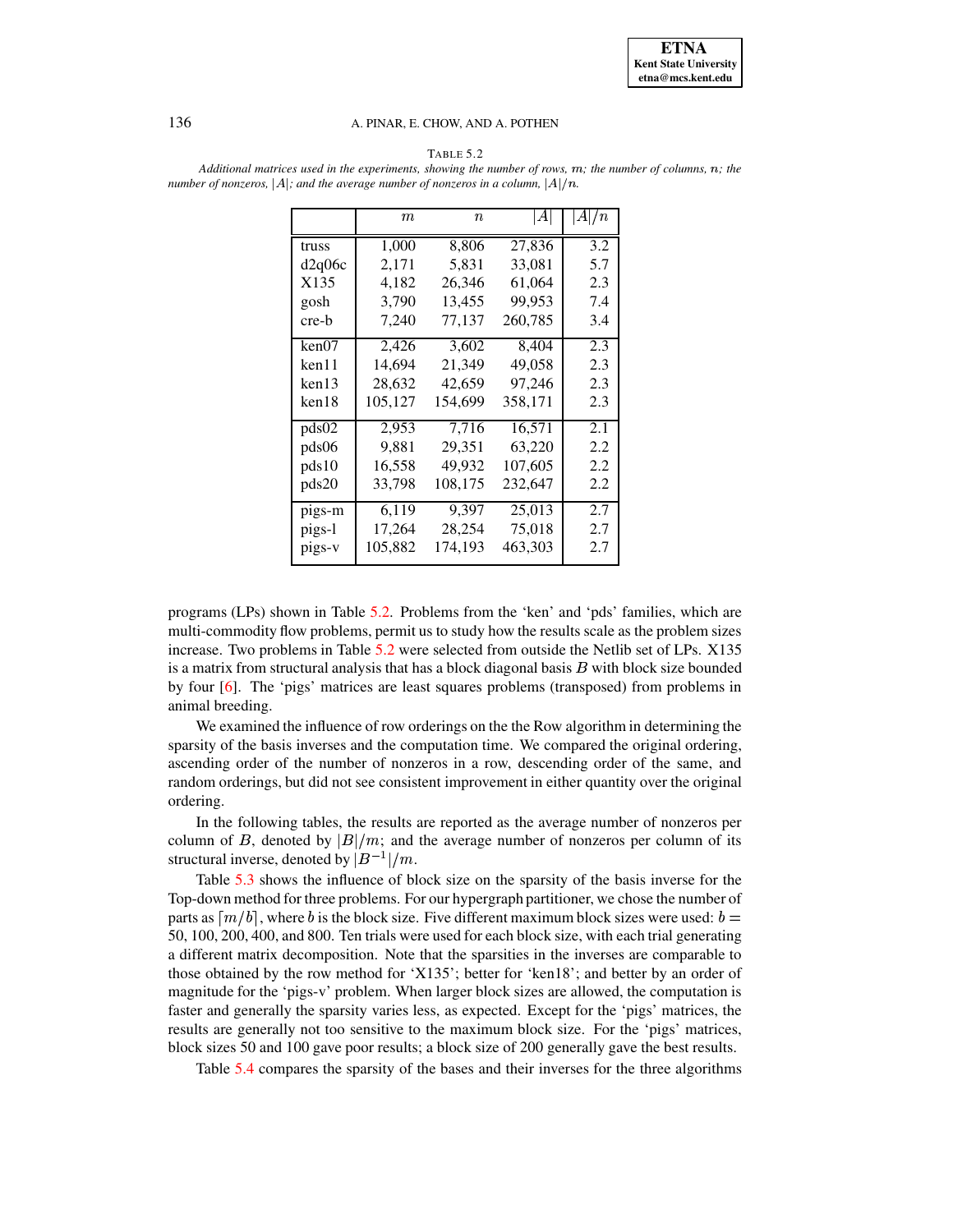TABLE 5.2

*Additional matrices used in the experiments, showing the number of rows, $m$; the number of columns, $n$; the number of nonzeros, $|A|$; and the average number of nonzeros in a column, $|A|/n$.*

| | $m$ | $n$ | $\|A\|$ | $\|A\|/n$ |
|---|---|---|---|---|
| truss | 1,000 | 8,806 | 27,836 | 3.2 |
| d2q06c | 2,171 | 5,831 | 33,081 | 5.7 |
| X135 | 4,182 | 26,346 | 61,064 | 2.3 |
| gosh | 3,790 | 13,455 | 99,953 | 7.4 |
| cre-b | 7,240 | 77,137 | 260,785 | 3.4 |
| ken07 | 2,426 | 3,602 | 8,404 | 2.3 |
| ken11 | 14,694 | 21,349 | 49,058 | 2.3 |
| ken13 | 28,632 | 42,659 | 97,246 | 2.3 |
| ken18 | 105,127 | 154,699 | 358,171 | 2.3 |
| pds02 | 2,953 | 7,716 | 16,571 | 2.1 |
| pds06 | 9,881 | 29,351 | 63,220 | 2.2 |
| pds10 | 16,558 | 49,932 | 107,605 | 2.2 |
| pds20 | 33,798 | 108,175 | 232,647 | 2.2 |
| pigs-m | 6,119 | 9,397 | 25,013 | 2.7 |
| pigs-l | 17,264 | 28,254 | 75,018 | 2.7 |
| pigs-v | 105,882 | 174,193 | 463,303 | 2.7 |

programs (LPs) shown in Table 5.2. Problems from the 'ken' and 'pds' families, which are multi-commodity flow problems, permit us to study how the results scale as the problem sizes increase. Two problems in Table 5.2 were selected from outside the Netlib set of LPs. X135 is a matrix from structural analysis that has a block diagonal basis $B$ with block size bounded by four [6]. The 'pigs' matrices are least squares problems (transposed) from problems in animal breeding.

We examined the influence of row orderings on the the Row algorithm in determining the sparsity of the basis inverses and the computation time. We compared the original ordering, ascending order of the number of nonzeros in a row, descending order of the same, and random orderings, but did not see consistent improvement in either quantity over the original ordering.

In the following tables, the results are reported as the average number of nonzeros per column of $B$, denoted by $|B|/m$; and the average number of nonzeros per column of its structural inverse, denoted by $|B^{-1}|/m$.

Table 5.3 shows the influence of block size on the sparsity of the basis inverse for the Top-down method for three problems. For our hypergraph partitioner, we chose the number of parts as $\lceil m/b \rceil$, where $b$ is the block size. Five different maximum block sizes were used: $b =$ 50, 100, 200, 400, and 800. Ten trials were used for each block size, with each trial generating a different matrix decomposition. Note that the sparsities in the inverses are comparable to those obtained by the row method for 'X135'; better for 'ken18'; and better by an order of magnitude for the 'pigs-v' problem. When larger block sizes are allowed, the computation is faster and generally the sparsity varies less, as expected. Except for the 'pigs' matrices, the results are generally not too sensitive to the maximum block size. For the 'pigs' matrices, block sizes 50 and 100 gave poor results; a block size of 200 generally gave the best results.

Table 5.4 compares the sparsity of the bases and their inverses for the three algorithms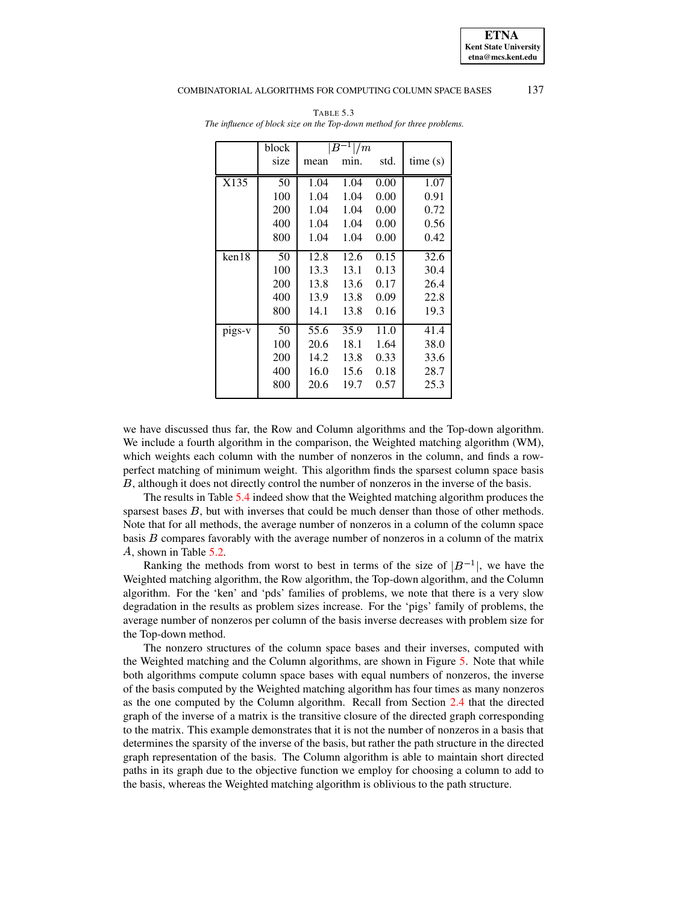TABLE 5.3
*The influence of block size on the Top-down method for three problems.*

| | block size | $\lvert B^{-1}\rvert/m$ mean | min. | std. | time (s) |
|---|---|---|---|---|---|
| X135 | 50 | 1.04 | 1.04 | 0.00 | 1.07 |
| | 100 | 1.04 | 1.04 | 0.00 | 0.91 |
| | 200 | 1.04 | 1.04 | 0.00 | 0.72 |
| | 400 | 1.04 | 1.04 | 0.00 | 0.56 |
| | 800 | 1.04 | 1.04 | 0.00 | 0.42 |
| ken18 | 50 | 12.8 | 12.6 | 0.15 | 32.6 |
| | 100 | 13.3 | 13.1 | 0.13 | 30.4 |
| | 200 | 13.8 | 13.6 | 0.17 | 26.4 |
| | 400 | 13.9 | 13.8 | 0.09 | 22.8 |
| | 800 | 14.1 | 13.8 | 0.16 | 19.3 |
| pigs-v | 50 | 55.6 | 35.9 | 11.0 | 41.4 |
| | 100 | 20.6 | 18.1 | 1.64 | 38.0 |
| | 200 | 14.2 | 13.8 | 0.33 | 33.6 |
| | 400 | 16.0 | 15.6 | 0.18 | 28.7 |
| | 800 | 20.6 | 19.7 | 0.57 | 25.3 |

we have discussed thus far, the Row and Column algorithms and the Top-down algorithm. We include a fourth algorithm in the comparison, the Weighted matching algorithm (WM), which weights each column with the number of nonzeros in the column, and finds a row-perfect matching of minimum weight. This algorithm finds the sparsest column space basis $B$, although it does not directly control the number of nonzeros in the inverse of the basis.

The results in Table 5.4 indeed show that the Weighted matching algorithm produces the sparsest bases $B$, but with inverses that could be much denser than those of other methods. Note that for all methods, the average number of nonzeros in a column of the column space basis $B$ compares favorably with the average number of nonzeros in a column of the matrix $A$, shown in Table 5.2.

Ranking the methods from worst to best in terms of the size of $|B^{-1}|$, we have the Weighted matching algorithm, the Row algorithm, the Top-down algorithm, and the Column algorithm. For the 'ken' and 'pds' families of problems, we note that there is a very slow degradation in the results as problem sizes increase. For the 'pigs' family of problems, the average number of nonzeros per column of the basis inverse decreases with problem size for the Top-down method.

The nonzero structures of the column space bases and their inverses, computed with the Weighted matching and the Column algorithms, are shown in Figure 5. Note that while both algorithms compute column space bases with equal numbers of nonzeros, the inverse of the basis computed by the Weighted matching algorithm has four times as many nonzeros as the one computed by the Column algorithm. Recall from Section 2.4 that the directed graph of the inverse of a matrix is the transitive closure of the directed graph corresponding to the matrix. This example demonstrates that it is not the number of nonzeros in a basis that determines the sparsity of the inverse of the basis, but rather the path structure in the directed graph representation of the basis. The Column algorithm is able to maintain short directed paths in its graph due to the objective function we employ for choosing a column to add to the basis, whereas the Weighted matching algorithm is oblivious to the path structure.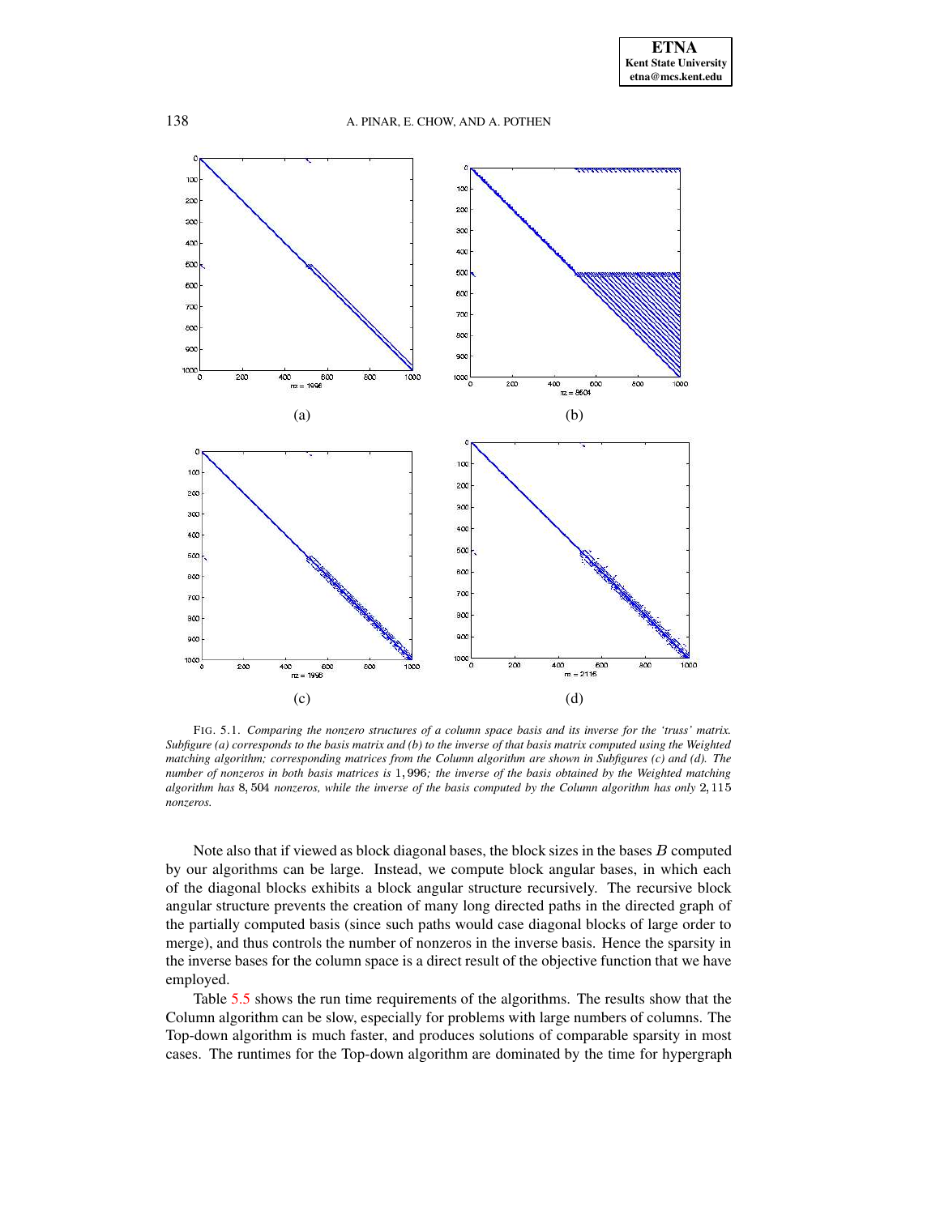FIG. 5.1. *Comparing the nonzero structures of a column space basis and its inverse for the 'truss' matrix. Subfigure (a) corresponds to the basis matrix and (b) to the inverse of that basis matrix computed using the Weighted matching algorithm; corresponding matrices from the Column algorithm are shown in Subfigures (c) and (d). The number of nonzeros in both basis matrices is* $1,996$*; the inverse of the basis obtained by the Weighted matching algorithm has* $8,504$ *nonzeros, while the inverse of the basis computed by the Column algorithm has only* $2,115$ *nonzeros.*

Note also that if viewed as block diagonal bases, the block sizes in the bases $B$ computed by our algorithms can be large. Instead, we compute block angular bases, in which each of the diagonal blocks exhibits a block angular structure recursively. The recursive block angular structure prevents the creation of many long directed paths in the directed graph of the partially computed basis (since such paths would case diagonal blocks of large order to merge), and thus controls the number of nonzeros in the inverse basis. Hence the sparsity in the inverse bases for the column space is a direct result of the objective function that we have employed.

Table 5.5 shows the run time requirements of the algorithms. The results show that the Column algorithm can be slow, especially for problems with large numbers of columns. The Top-down algorithm is much faster, and produces solutions of comparable sparsity in most cases. The runtimes for the Top-down algorithm are dominated by the time for hypergraph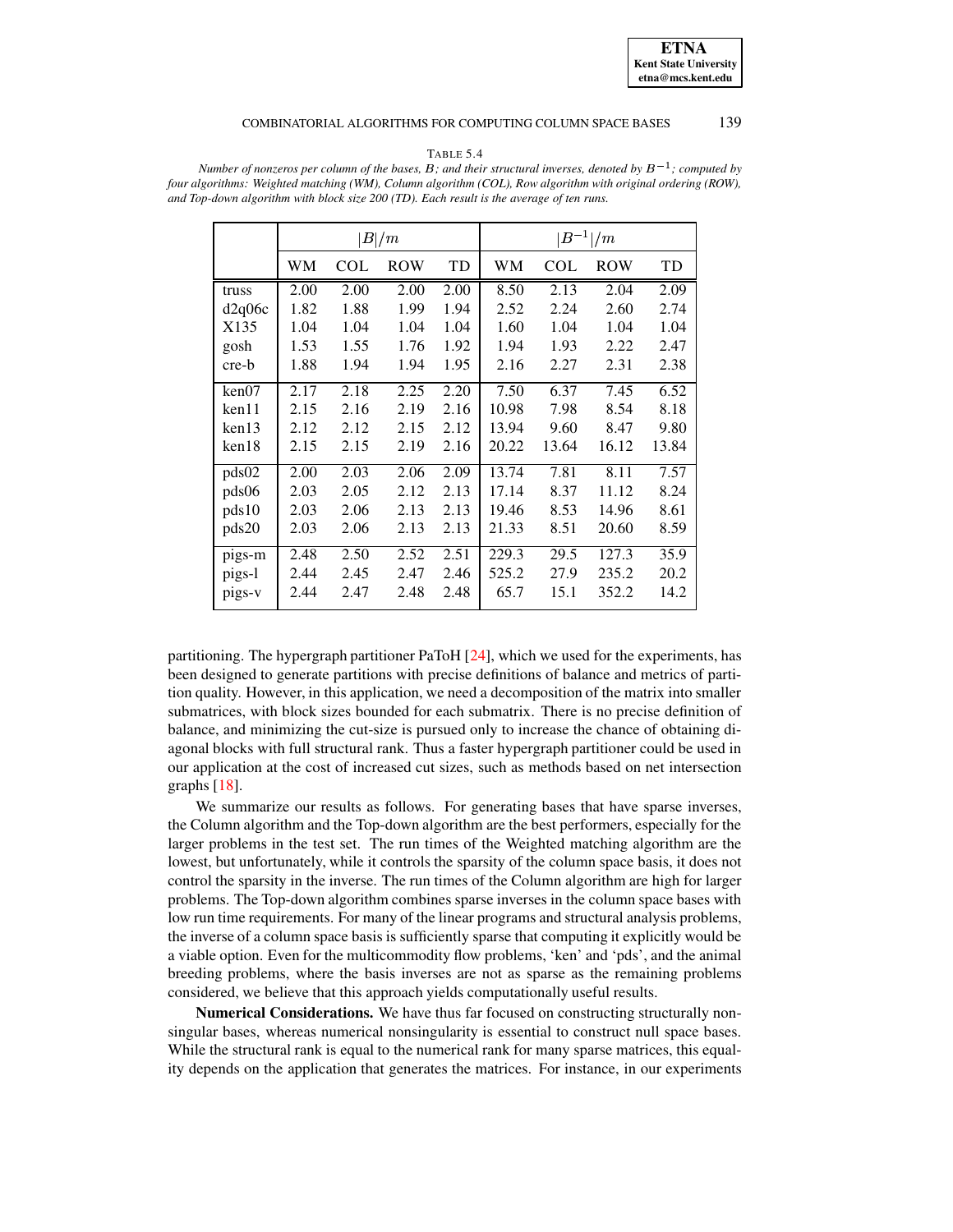TABLE 5.4

*Number of nonzeros per column of the bases, $B$; and their structural inverses, denoted by $B^{-1}$; computed by four algorithms: Weighted matching (WM), Column algorithm (COL), Row algorithm with original ordering (ROW), and Top-down algorithm with block size 200 (TD). Each result is the average of ten runs.*

| | $\|B\|/m$ | | | | $\|B^{-1}\|/m$ | | | |
|---|---|---|---|---|---|---|---|---|
| | WM | COL | ROW | TD | WM | COL | ROW | TD |
| truss | 2.00 | 2.00 | 2.00 | 2.00 | 8.50 | 2.13 | 2.04 | 2.09 |
| d2q06c | 1.82 | 1.88 | 1.99 | 1.94 | 2.52 | 2.24 | 2.60 | 2.74 |
| X135 | 1.04 | 1.04 | 1.04 | 1.04 | 1.60 | 1.04 | 1.04 | 1.04 |
| gosh | 1.53 | 1.55 | 1.76 | 1.92 | 1.94 | 1.93 | 2.22 | 2.47 |
| cre-b | 1.88 | 1.94 | 1.94 | 1.95 | 2.16 | 2.27 | 2.31 | 2.38 |
| ken07 | 2.17 | 2.18 | 2.25 | 2.20 | 7.50 | 6.37 | 7.45 | 6.52 |
| ken11 | 2.15 | 2.16 | 2.19 | 2.16 | 10.98 | 7.98 | 8.54 | 8.18 |
| ken13 | 2.12 | 2.12 | 2.15 | 2.12 | 13.94 | 9.60 | 8.47 | 9.80 |
| ken18 | 2.15 | 2.15 | 2.19 | 2.16 | 20.22 | 13.64 | 16.12 | 13.84 |
| pds02 | 2.00 | 2.03 | 2.06 | 2.09 | 13.74 | 7.81 | 8.11 | 7.57 |
| pds06 | 2.03 | 2.05 | 2.12 | 2.13 | 17.14 | 8.37 | 11.12 | 8.24 |
| pds10 | 2.03 | 2.06 | 2.13 | 2.13 | 19.46 | 8.53 | 14.96 | 8.61 |
| pds20 | 2.03 | 2.06 | 2.13 | 2.13 | 21.33 | 8.51 | 20.60 | 8.59 |
| pigs-m | 2.48 | 2.50 | 2.52 | 2.51 | 229.3 | 29.5 | 127.3 | 35.9 |
| pigs-l | 2.44 | 2.45 | 2.47 | 2.46 | 525.2 | 27.9 | 235.2 | 20.2 |
| pigs-v | 2.44 | 2.47 | 2.48 | 2.48 | 65.7 | 15.1 | 352.2 | 14.2 |

partitioning. The hypergraph partitioner PaToH [24], which we used for the experiments, has been designed to generate partitions with precise definitions of balance and metrics of partition quality. However, in this application, we need a decomposition of the matrix into smaller submatrices, with block sizes bounded for each submatrix. There is no precise definition of balance, and minimizing the cut-size is pursued only to increase the chance of obtaining diagonal blocks with full structural rank. Thus a faster hypergraph partitioner could be used in our application at the cost of increased cut sizes, such as methods based on net intersection graphs [18].

We summarize our results as follows. For generating bases that have sparse inverses, the Column algorithm and the Top-down algorithm are the best performers, especially for the larger problems in the test set. The run times of the Weighted matching algorithm are the lowest, but unfortunately, while it controls the sparsity of the column space basis, it does not control the sparsity in the inverse. The run times of the Column algorithm are high for larger problems. The Top-down algorithm combines sparse inverses in the column space bases with low run time requirements. For many of the linear programs and structural analysis problems, the inverse of a column space basis is sufficiently sparse that computing it explicitly would be a viable option. Even for the multicommodity flow problems, 'ken' and 'pds', and the animal breeding problems, where the basis inverses are not as sparse as the remaining problems considered, we believe that this approach yields computationally useful results.

**Numerical Considerations.** We have thus far focused on constructing structurally nonsingular bases, whereas numerical nonsingularity is essential to construct null space bases. While the structural rank is equal to the numerical rank for many sparse matrices, this equality depends on the application that generates the matrices. For instance, in our experiments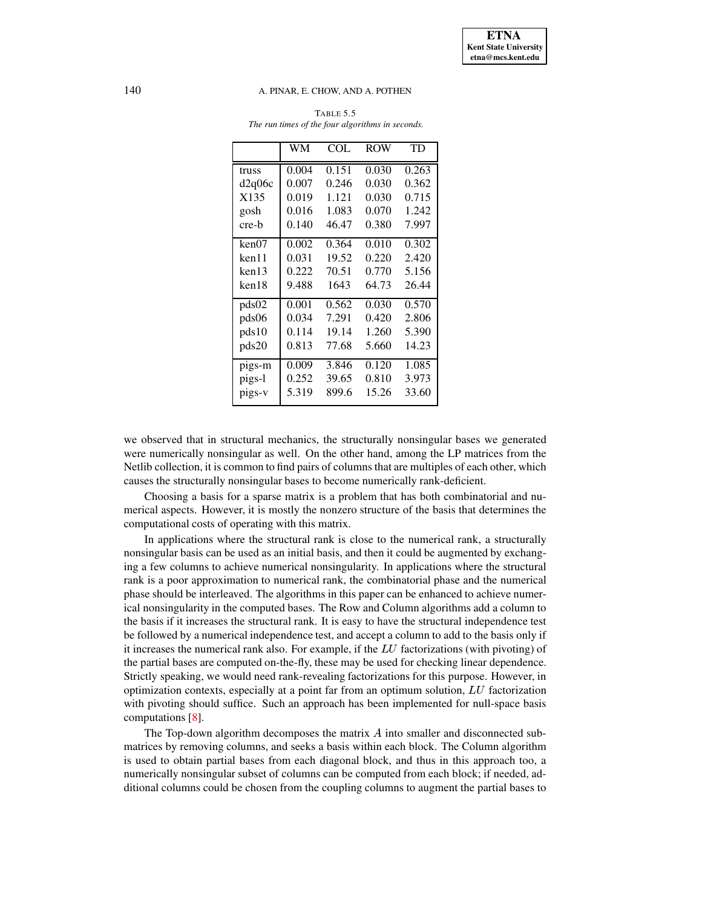TABLE 5.5
*The run times of the four algorithms in seconds.*

| | WM | COL | ROW | TD |
|---|---|---|---|---|
| truss | 0.004 | 0.151 | 0.030 | 0.263 |
| d2q06c | 0.007 | 0.246 | 0.030 | 0.362 |
| X135 | 0.019 | 1.121 | 0.030 | 0.715 |
| gosh | 0.016 | 1.083 | 0.070 | 1.242 |
| cre-b | 0.140 | 46.47 | 0.380 | 7.997 |
| ken07 | 0.002 | 0.364 | 0.010 | 0.302 |
| ken11 | 0.031 | 19.52 | 0.220 | 2.420 |
| ken13 | 0.222 | 70.51 | 0.770 | 5.156 |
| ken18 | 9.488 | 1643 | 64.73 | 26.44 |
| pds02 | 0.001 | 0.562 | 0.030 | 0.570 |
| pds06 | 0.034 | 7.291 | 0.420 | 2.806 |
| pds10 | 0.114 | 19.14 | 1.260 | 5.390 |
| pds20 | 0.813 | 77.68 | 5.660 | 14.23 |
| pigs-m | 0.009 | 3.846 | 0.120 | 1.085 |
| pigs-l | 0.252 | 39.65 | 0.810 | 3.973 |
| pigs-v | 5.319 | 899.6 | 15.26 | 33.60 |

we observed that in structural mechanics, the structurally nonsingular bases we generated were numerically nonsingular as well. On the other hand, among the LP matrices from the Netlib collection, it is common to find pairs of columns that are multiples of each other, which causes the structurally nonsingular bases to become numerically rank-deficient.

Choosing a basis for a sparse matrix is a problem that has both combinatorial and numerical aspects. However, it is mostly the nonzero structure of the basis that determines the computational costs of operating with this matrix.

In applications where the structural rank is close to the numerical rank, a structurally nonsingular basis can be used as an initial basis, and then it could be augmented by exchanging a few columns to achieve numerical nonsingularity. In applications where the structural rank is a poor approximation to numerical rank, the combinatorial phase and the numerical phase should be interleaved. The algorithms in this paper can be enhanced to achieve numerical nonsingularity in the computed bases. The Row and Column algorithms add a column to the basis if it increases the structural rank. It is easy to have the structural independence test be followed by a numerical independence test, and accept a column to add to the basis only if it increases the numerical rank also. For example, if the $LU$ factorizations (with pivoting) of the partial bases are computed on-the-fly, these may be used for checking linear dependence. Strictly speaking, we would need rank-revealing factorizations for this purpose. However, in optimization contexts, especially at a point far from an optimum solution, $LU$ factorization with pivoting should suffice. Such an approach has been implemented for null-space basis computations [8].

The Top-down algorithm decomposes the matrix $A$ into smaller and disconnected submatrices by removing columns, and seeks a basis within each block. The Column algorithm is used to obtain partial bases from each diagonal block, and thus in this approach too, a numerically nonsingular subset of columns can be computed from each block; if needed, additional columns could be chosen from the coupling columns to augment the partial bases to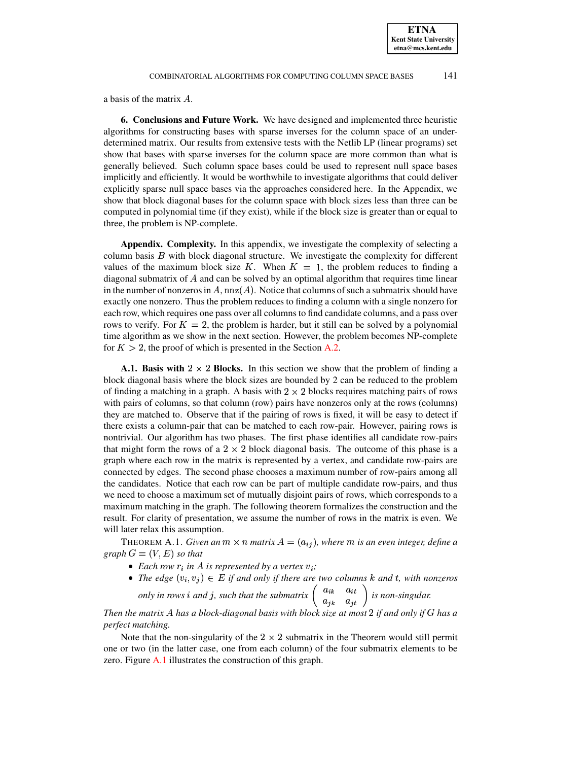a basis of the matrix $A$.

## 6. Conclusions and Future Work.

We have designed and implemented three heuristic algorithms for constructing bases with sparse inverses for the column space of an underdetermined matrix. Our results from extensive tests with the Netlib LP (linear programs) set show that bases with sparse inverses for the column space are more common than what is generally believed. Such column space bases could be used to represent null space bases implicitly and efficiently. It would be worthwhile to investigate algorithms that could deliver explicitly sparse null space bases via the approaches considered here. In the Appendix, we show that block diagonal bases for the column space with block sizes less than three can be computed in polynomial time (if they exist), while if the block size is greater than or equal to three, the problem is NP-complete.

## Appendix. Complexity.

In this appendix, we investigate the complexity of selecting a column basis $B$ with block diagonal structure. We investigate the complexity for different values of the maximum block size $K$. When $K = 1$, the problem reduces to finding a diagonal submatrix of $A$ and can be solved by an optimal algorithm that requires time linear in the number of nonzeros in $A$, $\text{nnz}(A)$. Notice that columns of such a submatrix should have exactly one nonzero. Thus the problem reduces to finding a column with a single nonzero for each row, which requires one pass over all columns to find candidate columns, and a pass over rows to verify. For $K = 2$, the problem is harder, but it still can be solved by a polynomial time algorithm as we show in the next section. However, the problem becomes NP-complete for $K > 2$, the proof of which is presented in the Section A.2.

### A.1. Basis with $2 \times 2$ Blocks.

In this section we show that the problem of finding a block diagonal basis where the block sizes are bounded by 2 can be reduced to the problem of finding a matching in a graph. A basis with $2 \times 2$ blocks requires matching pairs of rows with pairs of columns, so that column (row) pairs have nonzeros only at the rows (columns) they are matched to. Observe that if the pairing of rows is fixed, it will be easy to detect if there exists a column-pair that can be matched to each row-pair. However, pairing rows is nontrivial. Our algorithm has two phases. The first phase identifies all candidate row-pairs that might form the rows of a $2 \times 2$ block diagonal basis. The outcome of this phase is a graph where each row in the matrix is represented by a vertex, and candidate row-pairs are connected by edges. The second phase chooses a maximum number of row-pairs among all the candidates. Notice that each row can be part of multiple candidate row-pairs, and thus we need to choose a maximum set of mutually disjoint pairs of rows, which corresponds to a maximum matching in the graph. The following theorem formalizes the construction and the result. For clarity of presentation, we assume the number of rows in the matrix is even. We will later relax this assumption.

THEOREM A.1. *Given an $m \times n$ matrix $A = (a_{ij})$, where $m$ is an even integer, define a graph $G = (V, E)$ so that*

- *Each row $r_i$ in $A$ is represented by a vertex $v_i$;*
- *The edge $(v_i, v_j) \in E$ if and only if there are two columns $k$ and $t$, with nonzeros only in rows $i$ and $j$, such that the submatrix $\begin{pmatrix} a_{ik} & a_{it} \\ a_{jk} & a_{jt} \end{pmatrix}$ is non-singular.*

*Then the matrix $A$ has a block-diagonal basis with block size at most 2 if and only if $G$ has a perfect matching.*

Note that the non-singularity of the $2 \times 2$ submatrix in the Theorem would still permit one or two (in the latter case, one from each column) of the four submatrix elements to be zero. Figure A.1 illustrates the construction of this graph.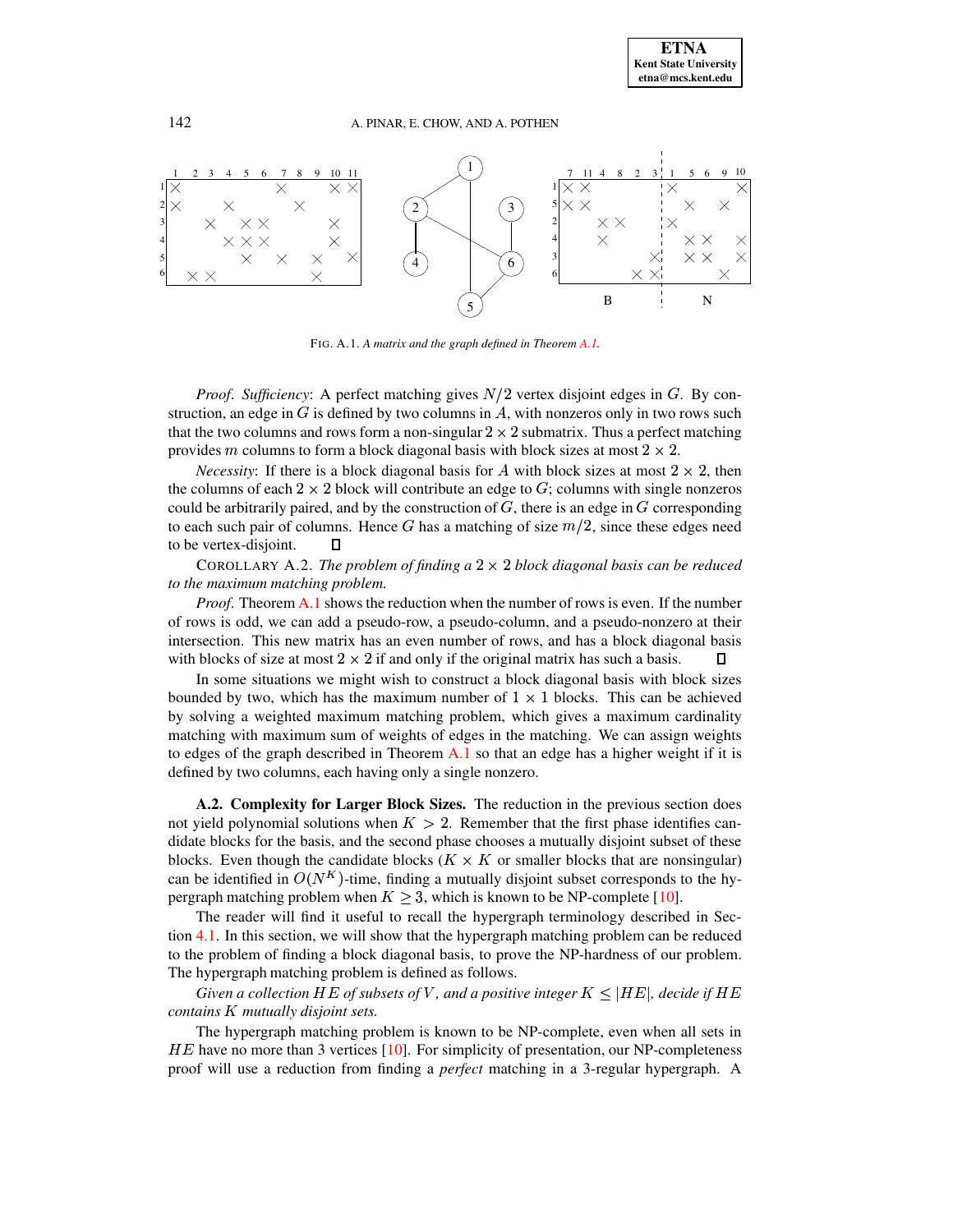FIG. A.1. *A matrix and the graph defined in Theorem A.1.*

*Proof*. *Sufficiency*: A perfect matching gives $N/2$ vertex disjoint edges in $G$. By construction, an edge in $G$ is defined by two columns in $A$, with nonzeros only in two rows such that the two columns and rows form a non-singular $2 \times 2$ submatrix. Thus a perfect matching provides $m$ columns to form a block diagonal basis with block sizes at most $2 \times 2$.

*Necessity*: If there is a block diagonal basis for $A$ with block sizes at most $2 \times 2$, then the columns of each $2 \times 2$ block will contribute an edge to $G$; columns with single nonzeros could be arbitrarily paired, and by the construction of $G$, there is an edge in $G$ corresponding to each such pair of columns. Hence $G$ has a matching of size $m/2$, since these edges need to be vertex-disjoint. ∎

COROLLARY A.2. *The problem of finding a $2 \times 2$ block diagonal basis can be reduced to the maximum matching problem.*

*Proof*. Theorem A.1 shows the reduction when the number of rows is even. If the number of rows is odd, we can add a pseudo-row, a pseudo-column, and a pseudo-nonzero at their intersection. This new matrix has an even number of rows, and has a block diagonal basis with blocks of size at most $2 \times 2$ if and only if the original matrix has such a basis. ∎

In some situations we might wish to construct a block diagonal basis with block sizes bounded by two, which has the maximum number of $1 \times 1$ blocks. This can be achieved by solving a weighted maximum matching problem, which gives a maximum cardinality matching with maximum sum of weights of edges in the matching. We can assign weights to edges of the graph described in Theorem A.1 so that an edge has a higher weight if it is defined by two columns, each having only a single nonzero.

**A.2. Complexity for Larger Block Sizes.** The reduction in the previous section does not yield polynomial solutions when $K > 2$. Remember that the first phase identifies candidate blocks for the basis, and the second phase chooses a mutually disjoint subset of these blocks. Even though the candidate blocks ($K \times K$ or smaller blocks that are nonsingular) can be identified in $O(N^K)$-time, finding a mutually disjoint subset corresponds to the hypergraph matching problem when $K \geq 3$, which is known to be NP-complete [10].

The reader will find it useful to recall the hypergraph terminology described in Section 4.1. In this section, we will show that the hypergraph matching problem can be reduced to the problem of finding a block diagonal basis, to prove the NP-hardness of our problem. The hypergraph matching problem is defined as follows.

*Given a collection $HE$ of subsets of $V$, and a positive integer $K \leq |HE|$, decide if $HE$ contains $K$ mutually disjoint sets.*

The hypergraph matching problem is known to be NP-complete, even when all sets in $HE$ have no more than 3 vertices [10]. For simplicity of presentation, our NP-completeness proof will use a reduction from finding a *perfect* matching in a 3-regular hypergraph. A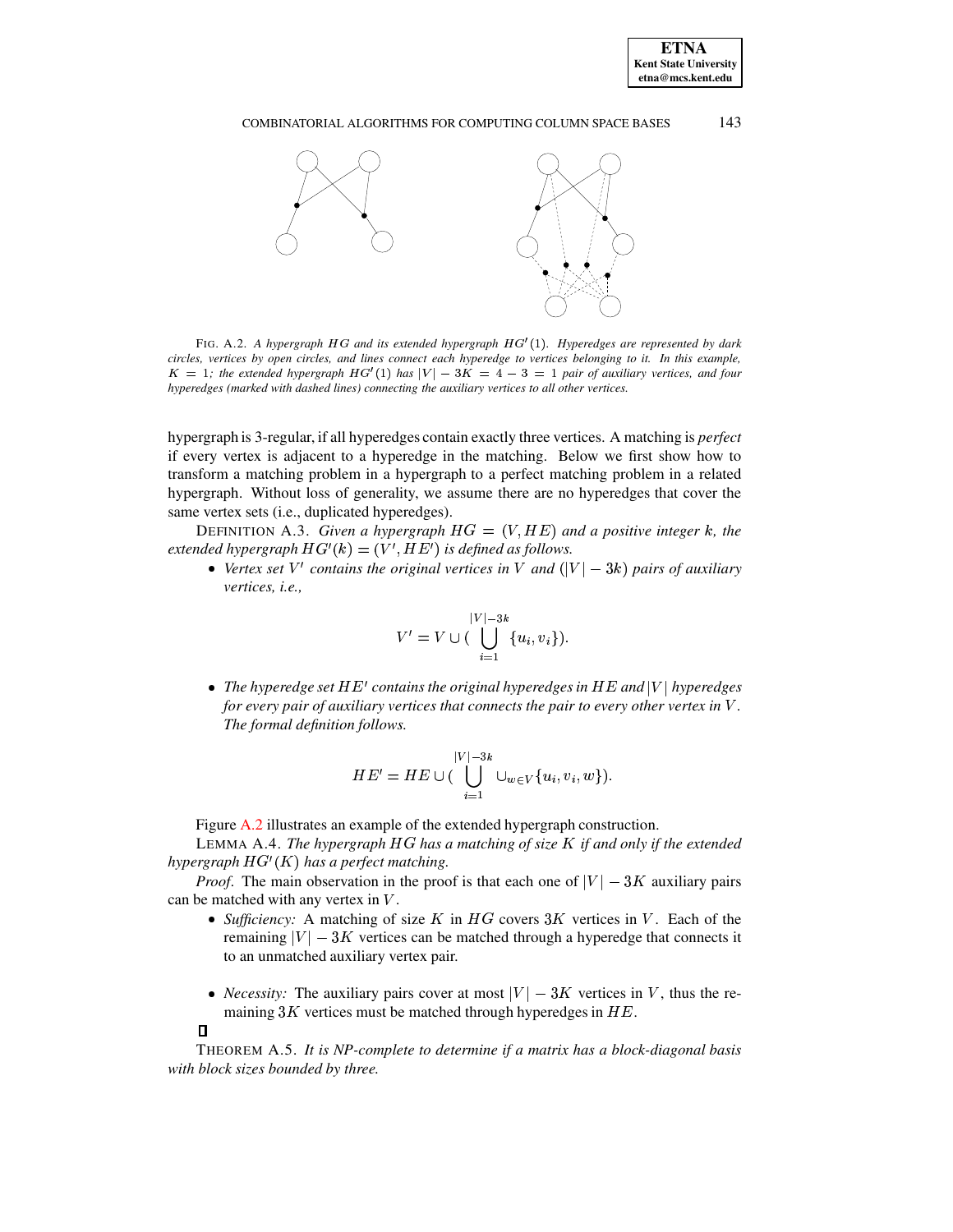FIG. A.2. *A hypergraph $HG$ and its extended hypergraph $HG'(1)$. Hyperedges are represented by dark circles, vertices by open circles, and lines connect each hyperedge to vertices belonging to it. In this example, $K = 1$; the extended hypergraph $HG'(1)$ has $|V| - 3K = 4 - 3 = 1$ pair of auxiliary vertices, and four hyperedges (marked with dashed lines) connecting the auxiliary vertices to all other vertices.*

hypergraph is 3-regular, if all hyperedges contain exactly three vertices. A matching is *perfect* if every vertex is adjacent to a hyperedge in the matching. Below we first show how to transform a matching problem in a hypergraph to a perfect matching problem in a related hypergraph. Without loss of generality, we assume there are no hyperedges that cover the same vertex sets (i.e., duplicated hyperedges).

DEFINITION A.3. *Given a hypergraph $HG = (V, HE)$ and a positive integer $k$, the extended hypergraph $HG'(k) = (V', HE')$ is defined as follows.*

- *Vertex set $V'$ contains the original vertices in $V$ and $(|V| - 3k)$ pairs of auxiliary vertices, i.e.,*

$$V' = V \cup (\bigcup_{i=1}^{|V|-3k} \{u_i, v_i\}).$$

- *The hyperedge set $HE'$ contains the original hyperedges in $HE$ and $|V|$ hyperedges for every pair of auxiliary vertices that connects the pair to every other vertex in $V$. The formal definition follows.*

$$HE' = HE \cup (\bigcup_{i=1}^{|V|-3k} \cup_{w \in V} \{u_i, v_i, w\}).$$

Figure A.2 illustrates an example of the extended hypergraph construction.

LEMMA A.4. *The hypergraph $HG$ has a matching of size $K$ if and only if the extended hypergraph $HG'(K)$ has a perfect matching.*

*Proof*. The main observation in the proof is that each one of $|V| - 3K$ auxiliary pairs can be matched with any vertex in $V$.

- *Sufficiency:* A matching of size $K$ in $HG$ covers $3K$ vertices in $V$. Each of the remaining $|V| - 3K$ vertices can be matched through a hyperedge that connects it to an unmatched auxiliary vertex pair.
- *Necessity:* The auxiliary pairs cover at most $|V| - 3K$ vertices in $V$, thus the remaining $3K$ vertices must be matched through hyperedges in $HE$.

$\square$

THEOREM A.5. *It is NP-complete to determine if a matrix has a block-diagonal basis with block sizes bounded by three.*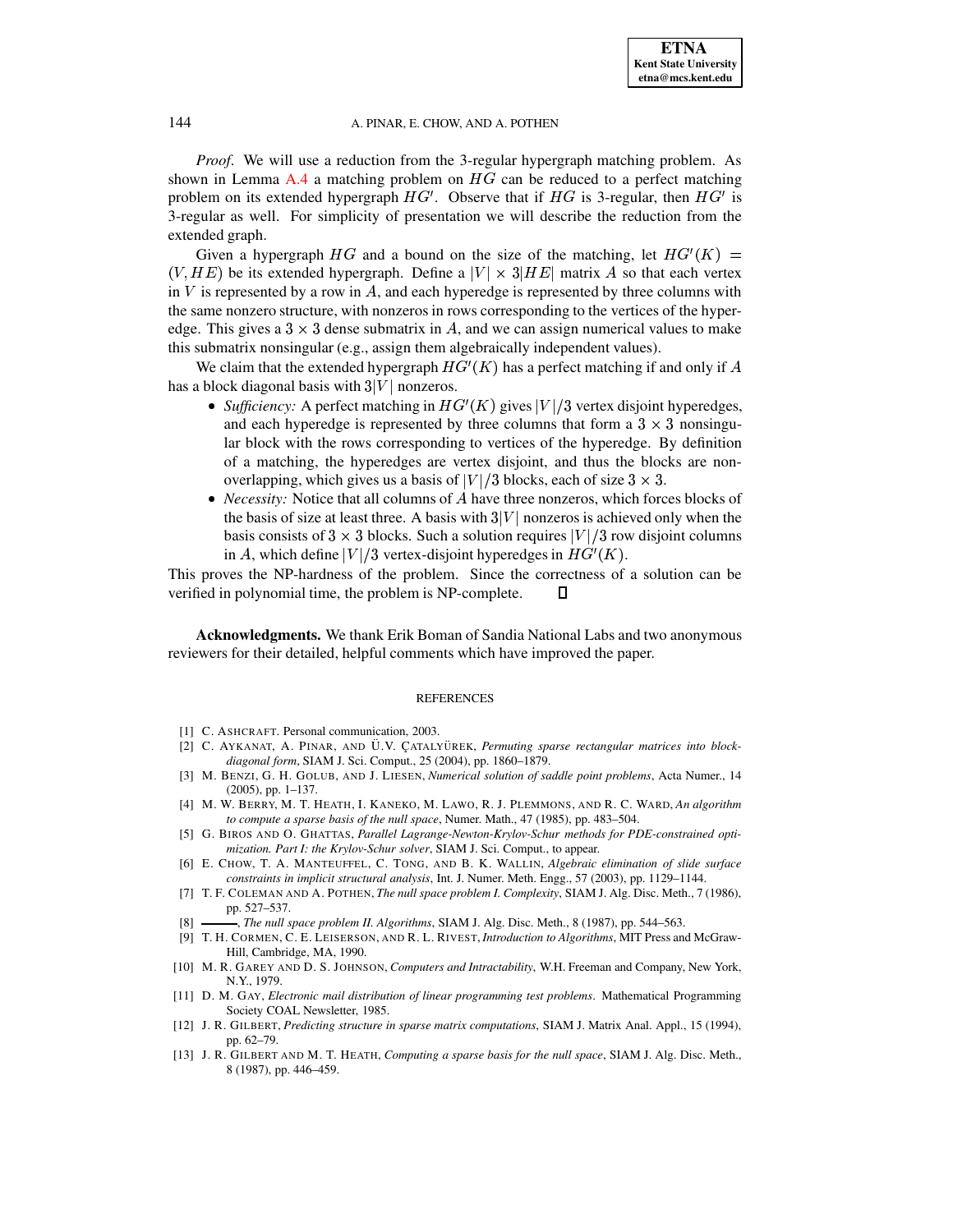*Proof*. We will use a reduction from the 3-regular hypergraph matching problem. As shown in Lemma A.4 a matching problem on $HG$ can be reduced to a perfect matching problem on its extended hypergraph $HG'$. Observe that if $HG$ is 3-regular, then $HG'$ is 3-regular as well. For simplicity of presentation we will describe the reduction from the extended graph.

Given a hypergraph $HG$ and a bound on the size of the matching, let $HG'(K) = (V, HE)$ be its extended hypergraph. Define a $|V| \times 3|HE|$ matrix $A$ so that each vertex in $V$ is represented by a row in $A$, and each hyperedge is represented by three columns with the same nonzero structure, with nonzeros in rows corresponding to the vertices of the hyperedge. This gives a $3 \times 3$ dense submatrix in $A$, and we can assign numerical values to make this submatrix nonsingular (e.g., assign them algebraically independent values).

We claim that the extended hypergraph $HG'(K)$ has a perfect matching if and only if $A$ has a block diagonal basis with $3|V|$ nonzeros.

- *Sufficiency:* A perfect matching in $HG'(K)$ gives $|V|/3$ vertex disjoint hyperedges, and each hyperedge is represented by three columns that form a $3 \times 3$ nonsingular block with the rows corresponding to vertices of the hyperedge. By definition of a matching, the hyperedges are vertex disjoint, and thus the blocks are nonoverlapping, which gives us a basis of $|V|/3$ blocks, each of size $3 \times 3$.
- *Necessity:* Notice that all columns of $A$ have three nonzeros, which forces blocks of the basis of size at least three. A basis with $3|V|$ nonzeros is achieved only when the basis consists of $3 \times 3$ blocks. Such a solution requires $|V|/3$ row disjoint columns in $A$, which define $|V|/3$ vertex-disjoint hyperedges in $HG'(K)$.

This proves the NP-hardness of the problem. Since the correctness of a solution can be verified in polynomial time, the problem is NP-complete. ∎

**Acknowledgments.** We thank Erik Boman of Sandia National Labs and two anonymous reviewers for their detailed, helpful comments which have improved the paper.

## REFERENCES

[1] C. Ashcraft. Personal communication, 2003.

[2] C. Aykanat, A. Pinar, and Ü.V. Çatalyürek, *Permuting sparse rectangular matrices into block-diagonal form*, SIAM J. Sci. Comput., 25 (2004), pp. 1860–1879.

[3] M. Benzi, G. H. Golub, and J. Liesen, *Numerical solution of saddle point problems*, Acta Numer., 14 (2005), pp. 1–137.

[4] M. W. Berry, M. T. Heath, I. Kaneko, M. Lawo, R. J. Plemmons, and R. C. Ward, *An algorithm to compute a sparse basis of the null space*, Numer. Math., 47 (1985), pp. 483–504.

[5] G. Biros and O. Ghattas, *Parallel Lagrange-Newton-Krylov-Schur methods for PDE-constrained optimization. Part I: the Krylov-Schur solver*, SIAM J. Sci. Comput., to appear.

[6] E. Chow, T. A. Manteuffel, C. Tong, and B. K. Wallin, *Algebraic elimination of slide surface constraints in implicit structural analysis*, Int. J. Numer. Meth. Engg., 57 (2003), pp. 1129–1144.

[7] T. F. Coleman and A. Pothen, *The null space problem I. Complexity*, SIAM J. Alg. Disc. Meth., 7 (1986), pp. 527–537.

[8] ———, *The null space problem II. Algorithms*, SIAM J. Alg. Disc. Meth., 8 (1987), pp. 544–563.

[9] T. H. Cormen, C. E. Leiserson, and R. L. Rivest, *Introduction to Algorithms*, MIT Press and McGraw-Hill, Cambridge, MA, 1990.

[10] M. R. Garey and D. S. Johnson, *Computers and Intractability*, W.H. Freeman and Company, New York, N.Y., 1979.

[11] D. M. Gay, *Electronic mail distribution of linear programming test problems*. Mathematical Programming Society COAL Newsletter, 1985.

[12] J. R. Gilbert, *Predicting structure in sparse matrix computations*, SIAM J. Matrix Anal. Appl., 15 (1994), pp. 62–79.

[13] J. R. Gilbert and M. T. Heath, *Computing a sparse basis for the null space*, SIAM J. Alg. Disc. Meth., 8 (1987), pp. 446–459.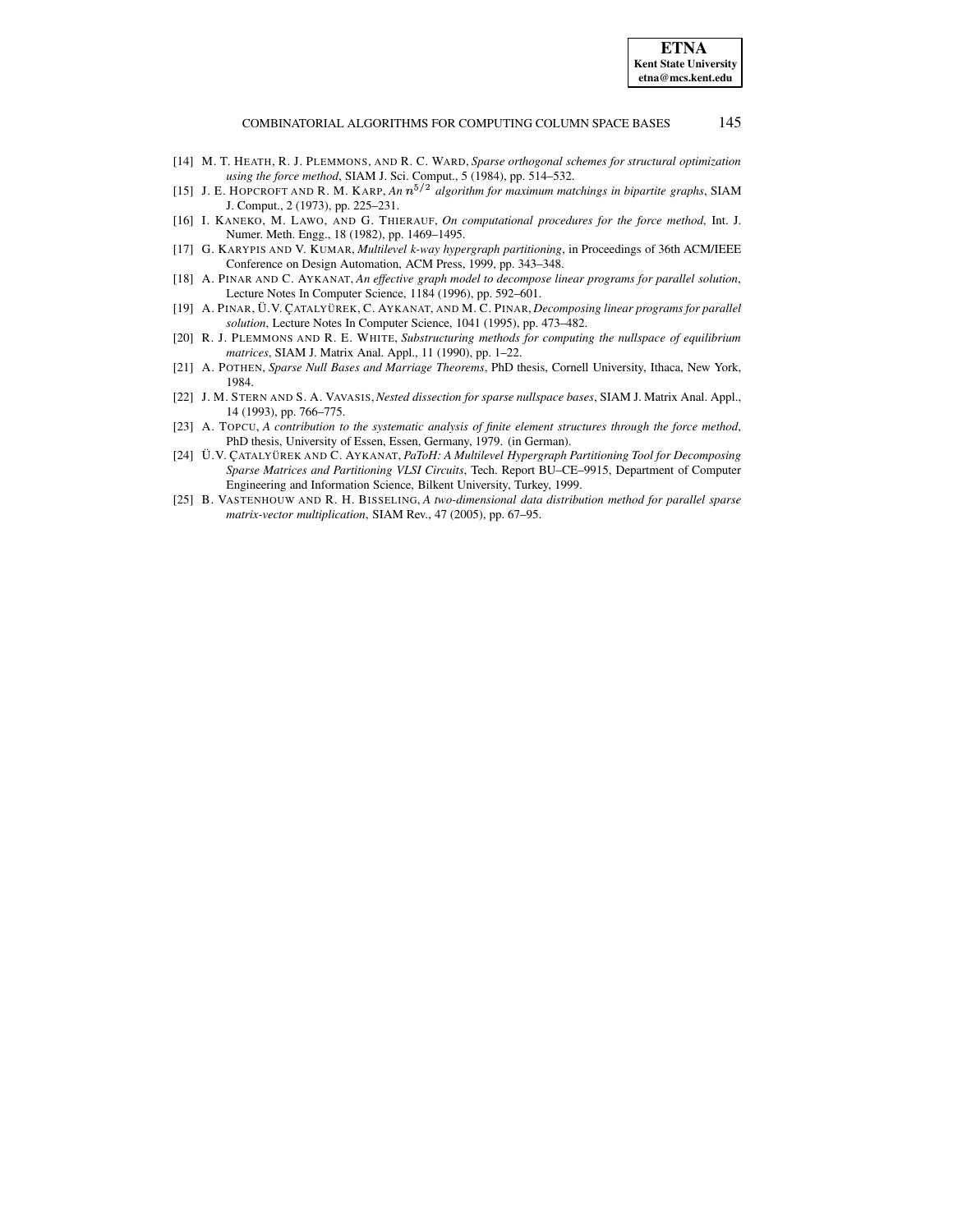[14] M. T. HEATH, R. J. PLEMMONS, AND R. C. WARD, *Sparse orthogonal schemes for structural optimization using the force method*, SIAM J. Sci. Comput., 5 (1984), pp. 514–532.

[15] J. E. HOPCROFT AND R. M. KARP, *An $n^{5/2}$ algorithm for maximum matchings in bipartite graphs*, SIAM J. Comput., 2 (1973), pp. 225–231.

[16] I. KANEKO, M. LAWO, AND G. THIERAUF, *On computational procedures for the force method*, Int. J. Numer. Meth. Engg., 18 (1982), pp. 1469–1495.

[17] G. KARYPIS AND V. KUMAR, *Multilevel k-way hypergraph partitioning*, in Proceedings of 36th ACM/IEEE Conference on Design Automation, ACM Press, 1999, pp. 343–348.

[18] A. PINAR AND C. AYKANAT, *An effective graph model to decompose linear programs for parallel solution*, Lecture Notes In Computer Science, 1184 (1996), pp. 592–601.

[19] A. PINAR, Ü. V. ÇATALYÜREK, C. AYKANAT, AND M. C. PINAR, *Decomposing linear programs for parallel solution*, Lecture Notes In Computer Science, 1041 (1995), pp. 473–482.

[20] R. J. PLEMMONS AND R. E. WHITE, *Substructuring methods for computing the nullspace of equilibrium matrices*, SIAM J. Matrix Anal. Appl., 11 (1990), pp. 1–22.

[21] A. POTHEN, *Sparse Null Bases and Marriage Theorems*, PhD thesis, Cornell University, Ithaca, New York, 1984.

[22] J. M. STERN AND S. A. VAVASIS, *Nested dissection for sparse nullspace bases*, SIAM J. Matrix Anal. Appl., 14 (1993), pp. 766–775.

[23] A. TOPCU, *A contribution to the systematic analysis of finite element structures through the force method*, PhD thesis, University of Essen, Essen, Germany, 1979. (in German).

[24] Ü. V. ÇATALYÜREK AND C. AYKANAT, *PaToH: A Multilevel Hypergraph Partitioning Tool for Decomposing Sparse Matrices and Partitioning VLSI Circuits*, Tech. Report BU–CE–9915, Department of Computer Engineering and Information Science, Bilkent University, Turkey, 1999.

[25] B. VASTENHOUW AND R. H. BISSELING, *A two-dimensional data distribution method for parallel sparse matrix-vector multiplication*, SIAM Rev., 47 (2005), pp. 67–95.